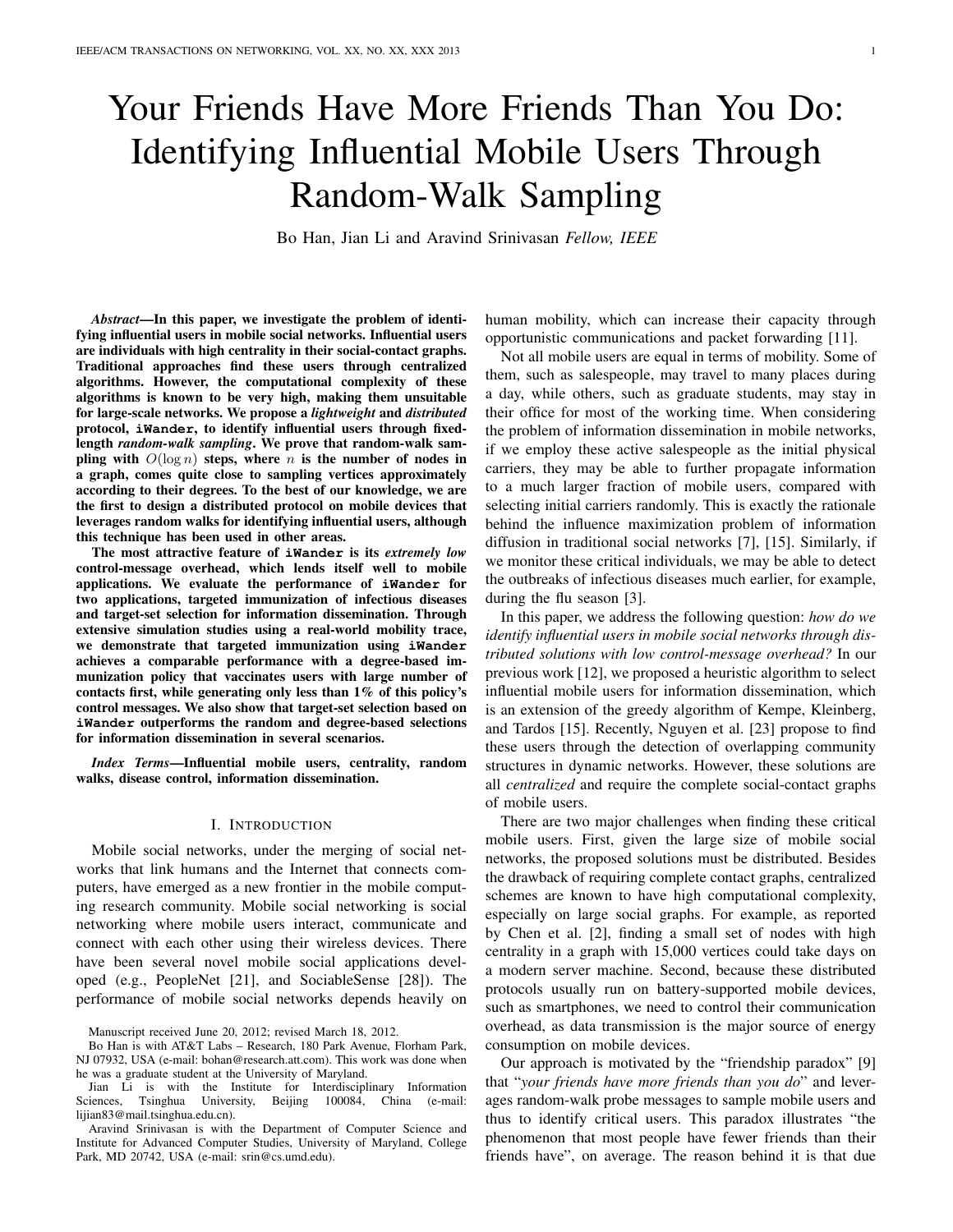# Your Friends Have More Friends Than You Do: Identifying Influential Mobile Users Through Random-Walk Sampling

Bo Han, Jian Li and Aravind Srinivasan *Fellow, IEEE*

***Abstract*—In this paper, we investigate the problem of identifying influential users in mobile social networks. Influential users are individuals with high centrality in their social-contact graphs. Traditional approaches find these users through centralized algorithms. However, the computational complexity of these algorithms is known to be very high, making them unsuitable for large-scale networks. We propose a *lightweight* and *distributed* protocol, `iWander`, to identify influential users through fixed-length *random-walk sampling*. We prove that random-walk sampling with $O(\log n)$ steps, where $n$ is the number of nodes in a graph, comes quite close to sampling vertices approximately according to their degrees. To the best of our knowledge, we are the first to design a distributed protocol on mobile devices that leverages random walks for identifying influential users, although this technique has been used in other areas.**

**The most attractive feature of `iWander` is its *extremely low* control-message overhead, which lends itself well to mobile applications. We evaluate the performance of `iWander` for two applications, targeted immunization of infectious diseases and target-set selection for information dissemination. Through extensive simulation studies using a real-world mobility trace, we demonstrate that targeted immunization using `iWander` achieves a comparable performance with a degree-based immunization policy that vaccinates users with large number of contacts first, while generating only less than 1% of this policy's control messages. We also show that target-set selection based on `iWander` outperforms the random and degree-based selections for information dissemination in several scenarios.**

***Index Terms*—Influential mobile users, centrality, random walks, disease control, information dissemination.**

## I. Introduction

Mobile social networks, under the merging of social networks that link humans and the Internet that connects computers, have emerged as a new frontier in the mobile computing research community. Mobile social networking is social networking where mobile users interact, communicate and connect with each other using their wireless devices. There have been several novel mobile social applications developed (e.g., PeopleNet [21], and SociableSense [28]). The performance of mobile social networks depends heavily on human mobility, which can increase their capacity through opportunistic communications and packet forwarding [11].

Not all mobile users are equal in terms of mobility. Some of them, such as salespeople, may travel to many places during a day, while others, such as graduate students, may stay in their office for most of the working time. When considering the problem of information dissemination in mobile networks, if we employ these active salespeople as the initial physical carriers, they may be able to further propagate information to a much larger fraction of mobile users, compared with selecting initial carriers randomly. This is exactly the rationale behind the influence maximization problem of information diffusion in traditional social networks [7], [15]. Similarly, if we monitor these critical individuals, we may be able to detect the outbreaks of infectious diseases much earlier, for example, during the flu season [3].

In this paper, we address the following question: *how do we identify influential users in mobile social networks through distributed solutions with low control-message overhead?* In our previous work [12], we proposed a heuristic algorithm to select influential mobile users for information dissemination, which is an extension of the greedy algorithm of Kempe, Kleinberg, and Tardos [15]. Recently, Nguyen et al. [23] propose to find these users through the detection of overlapping community structures in dynamic networks. However, these solutions are all *centralized* and require the complete social-contact graphs of mobile users.

There are two major challenges when finding these critical mobile users. First, given the large size of mobile social networks, the proposed solutions must be distributed. Besides the drawback of requiring complete contact graphs, centralized schemes are known to have high computational complexity, especially on large social graphs. For example, as reported by Chen et al. [2], finding a small set of nodes with high centrality in a graph with 15,000 vertices could take days on a modern server machine. Second, because these distributed protocols usually run on battery-supported mobile devices, such as smartphones, we need to control their communication overhead, as data transmission is the major source of energy consumption on mobile devices.

Our approach is motivated by the "friendship paradox" [9] that "*your friends have more friends than you do*" and leverages random-walk probe messages to sample mobile users and thus to identify critical users. This paradox illustrates "the phenomenon that most people have fewer friends than their friends have", on average. The reason behind it is that due

Manuscript received June 20, 2012; revised March 18, 2012.

Bo Han is with AT&T Labs – Research, 180 Park Avenue, Florham Park, NJ 07932, USA (e-mail: bohan@research.att.com). This work was done when he was a graduate student at the University of Maryland.

Jian Li is with the Institute for Interdisciplinary Information Sciences, Tsinghua University, Beijing 100084, China (e-mail: lijian83@mail.tsinghua.edu.cn).

Aravind Srinivasan is with the Department of Computer Science and Institute for Advanced Computer Studies, University of Maryland, College Park, MD 20742, USA (e-mail: srin@cs.umd.edu).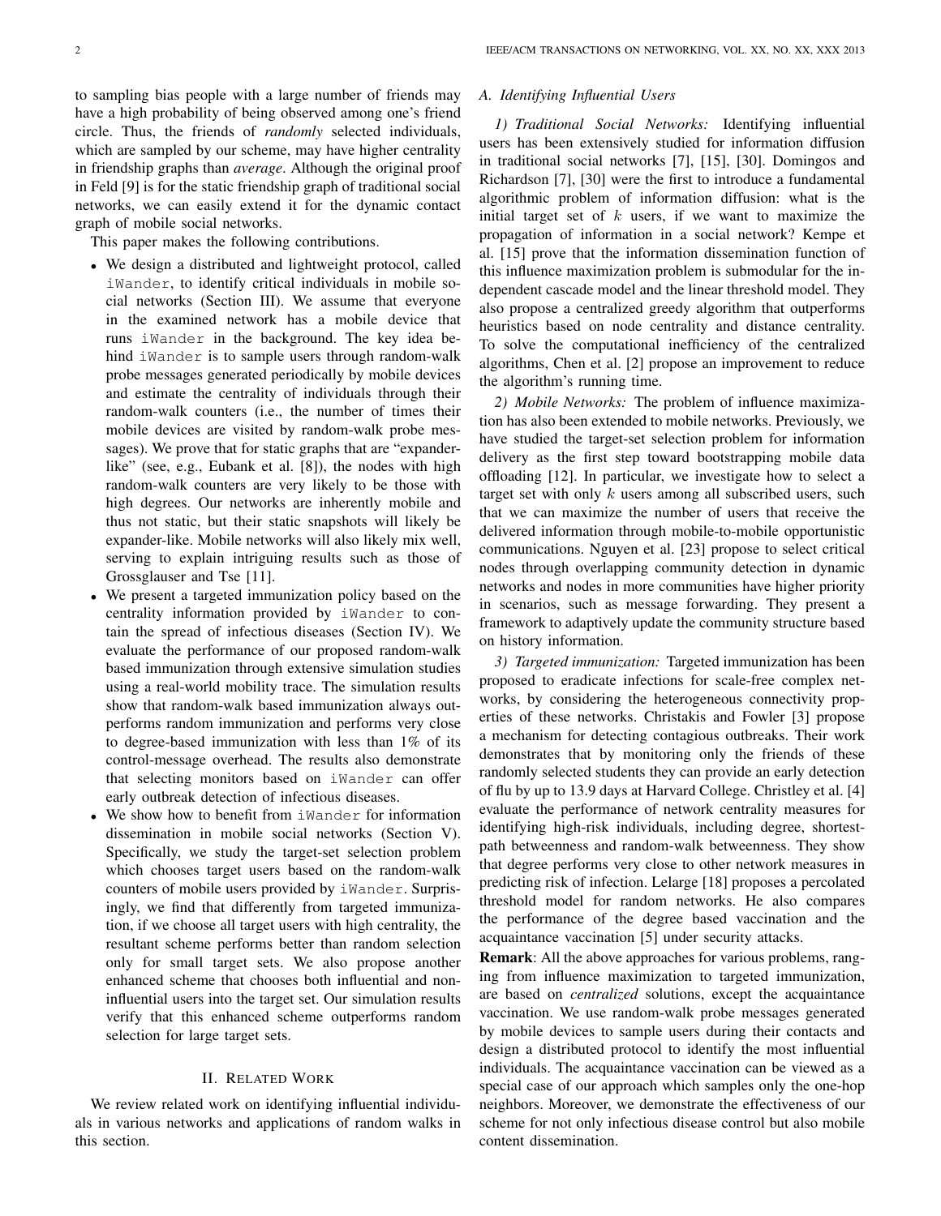to sampling bias people with a large number of friends may have a high probability of being observed among one's friend circle. Thus, the friends of *randomly* selected individuals, which are sampled by our scheme, may have higher centrality in friendship graphs than *average*. Although the original proof in Feld [9] is for the static friendship graph of traditional social networks, we can easily extend it for the dynamic contact graph of mobile social networks.

This paper makes the following contributions.

- We design a distributed and lightweight protocol, called `iWander`, to identify critical individuals in mobile social networks (Section III). We assume that everyone in the examined network has a mobile device that runs `iWander` in the background. The key idea behind `iWander` is to sample users through random-walk probe messages generated periodically by mobile devices and estimate the centrality of individuals through their random-walk counters (i.e., the number of times their mobile devices are visited by random-walk probe messages). We prove that for static graphs that are "expander-like" (see, e.g., Eubank et al. [8]), the nodes with high random-walk counters are very likely to be those with high degrees. Our networks are inherently mobile and thus not static, but their static snapshots will likely be expander-like. Mobile networks will also likely mix well, serving to explain intriguing results such as those of Grossglauser and Tse [11].
- We present a targeted immunization policy based on the centrality information provided by `iWander` to contain the spread of infectious diseases (Section IV). We evaluate the performance of our proposed random-walk based immunization through extensive simulation studies using a real-world mobility trace. The simulation results show that random-walk based immunization always outperforms random immunization and performs very close to degree-based immunization with less than 1% of its control-message overhead. The results also demonstrate that selecting monitors based on `iWander` can offer early outbreak detection of infectious diseases.
- We show how to benefit from `iWander` for information dissemination in mobile social networks (Section V). Specifically, we study the target-set selection problem which chooses target users based on the random-walk counters of mobile users provided by `iWander`. Surprisingly, we find that differently from targeted immunization, if we choose all target users with high centrality, the resultant scheme performs better than random selection only for small target sets. We also propose another enhanced scheme that chooses both influential and non-influential users into the target set. Our simulation results verify that this enhanced scheme outperforms random selection for large target sets.

## II. Related Work

We review related work on identifying influential individuals in various networks and applications of random walks in this section.

### A. Identifying Influential Users

*1) Traditional Social Networks:* Identifying influential users has been extensively studied for information diffusion in traditional social networks [7], [15], [30]. Domingos and Richardson [7], [30] were the first to introduce a fundamental algorithmic problem of information diffusion: what is the initial target set of $k$ users, if we want to maximize the propagation of information in a social network? Kempe et al. [15] prove that the information dissemination function of this influence maximization problem is submodular for the independent cascade model and the linear threshold model. They also propose a centralized greedy algorithm that outperforms heuristics based on node centrality and distance centrality. To solve the computational inefficiency of the centralized algorithms, Chen et al. [2] propose an improvement to reduce the algorithm's running time.

*2) Mobile Networks:* The problem of influence maximization has also been extended to mobile networks. Previously, we have studied the target-set selection problem for information delivery as the first step toward bootstrapping mobile data offloading [12]. In particular, we investigate how to select a target set with only $k$ users among all subscribed users, such that we can maximize the number of users that receive the delivered information through mobile-to-mobile opportunistic communications. Nguyen et al. [23] propose to select critical nodes through overlapping community detection in dynamic networks and nodes in more communities have higher priority in scenarios, such as message forwarding. They present a framework to adaptively update the community structure based on history information.

*3) Targeted immunization:* Targeted immunization has been proposed to eradicate infections for scale-free complex networks, by considering the heterogeneous connectivity properties of these networks. Christakis and Fowler [3] propose a mechanism for detecting contagious outbreaks. Their work demonstrates that by monitoring only the friends of these randomly selected students they can provide an early detection of flu by up to 13.9 days at Harvard College. Christley et al. [4] evaluate the performance of network centrality measures for identifying high-risk individuals, including degree, shortest-path betweenness and random-walk betweenness. They show that degree performs very close to other network measures in predicting risk of infection. Lelarge [18] proposes a percolated threshold model for random networks. He also compares the performance of the degree based vaccination and the acquaintance vaccination [5] under security attacks.

**Remark**: All the above approaches for various problems, ranging from influence maximization to targeted immunization, are based on *centralized* solutions, except the acquaintance vaccination. We use random-walk probe messages generated by mobile devices to sample users during their contacts and design a distributed protocol to identify the most influential individuals. The acquaintance vaccination can be viewed as a special case of our approach which samples only the one-hop neighbors. Moreover, we demonstrate the effectiveness of our scheme for not only infectious disease control but also mobile content dissemination.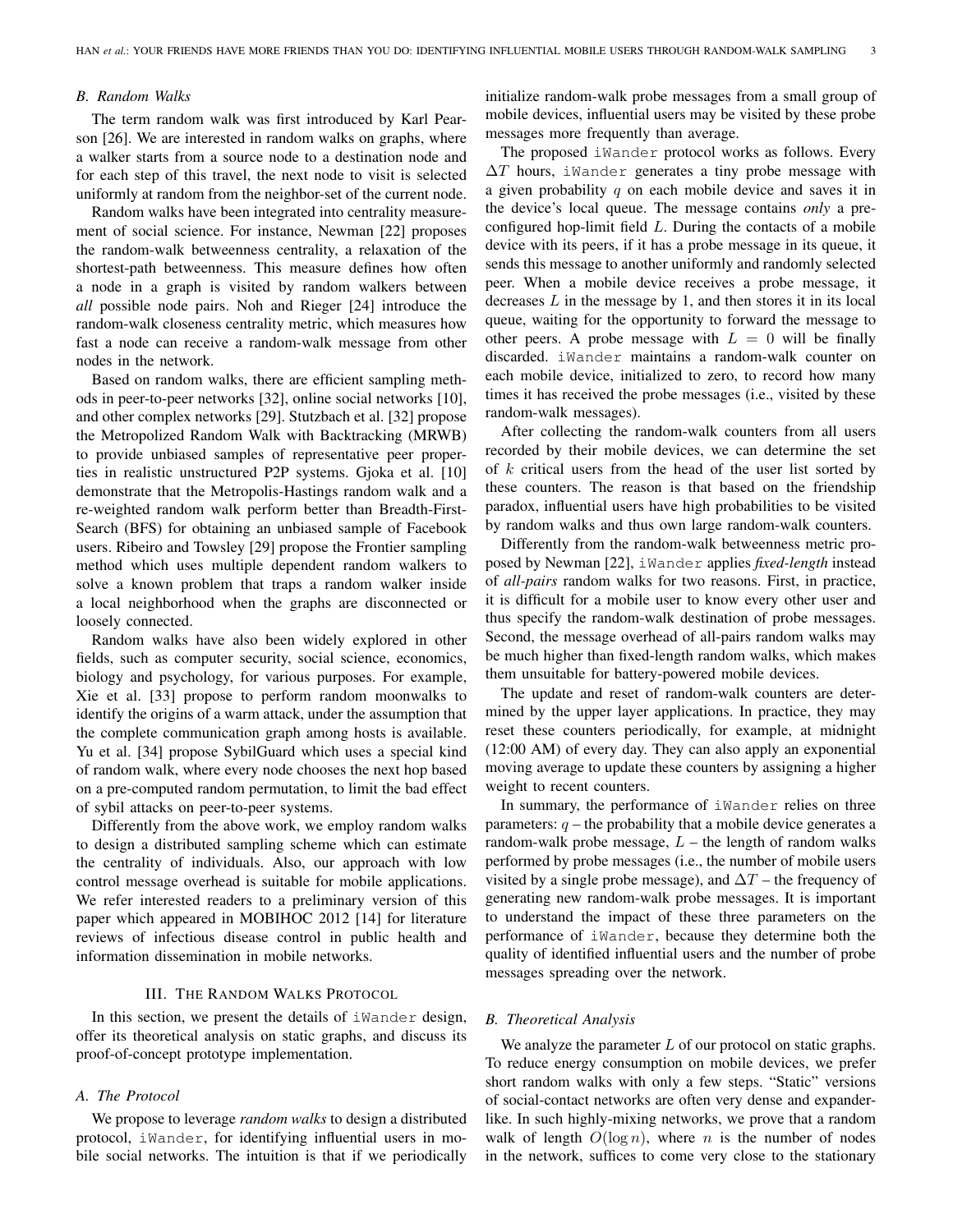### B. Random Walks

The term random walk was first introduced by Karl Pearson [26]. We are interested in random walks on graphs, where a walker starts from a source node to a destination node and for each step of this travel, the next node to visit is selected uniformly at random from the neighbor-set of the current node.

Random walks have been integrated into centrality measurement of social science. For instance, Newman [22] proposes the random-walk betweenness centrality, a relaxation of the shortest-path betweenness. This measure defines how often a node in a graph is visited by random walkers between *all* possible node pairs. Noh and Rieger [24] introduce the random-walk closeness centrality metric, which measures how fast a node can receive a random-walk message from other nodes in the network.

Based on random walks, there are efficient sampling methods in peer-to-peer networks [32], online social networks [10], and other complex networks [29]. Stutzbach et al. [32] propose the Metropolized Random Walk with Backtracking (MRWB) to provide unbiased samples of representative peer properties in realistic unstructured P2P systems. Gjoka et al. [10] demonstrate that the Metropolis-Hastings random walk and a re-weighted random walk perform better than Breadth-First-Search (BFS) for obtaining an unbiased sample of Facebook users. Ribeiro and Towsley [29] propose the Frontier sampling method which uses multiple dependent random walkers to solve a known problem that traps a random walker inside a local neighborhood when the graphs are disconnected or loosely connected.

Random walks have also been widely explored in other fields, such as computer security, social science, economics, biology and psychology, for various purposes. For example, Xie et al. [33] propose to perform random moonwalks to identify the origins of a warm attack, under the assumption that the complete communication graph among hosts is available. Yu et al. [34] propose SybilGuard which uses a special kind of random walk, where every node chooses the next hop based on a pre-computed random permutation, to limit the bad effect of sybil attacks on peer-to-peer systems.

Differently from the above work, we employ random walks to design a distributed sampling scheme which can estimate the centrality of individuals. Also, our approach with low control message overhead is suitable for mobile applications. We refer interested readers to a preliminary version of this paper which appeared in MOBIHOC 2012 [14] for literature reviews of infectious disease control in public health and information dissemination in mobile networks.

## III. The Random Walks Protocol

In this section, we present the details of `iWander` design, offer its theoretical analysis on static graphs, and discuss its proof-of-concept prototype implementation.

### A. The Protocol

We propose to leverage *random walks* to design a distributed protocol, `iWander`, for identifying influential users in mobile social networks. The intuition is that if we periodically initialize random-walk probe messages from a small group of mobile devices, influential users may be visited by these probe messages more frequently than average.

The proposed `iWander` protocol works as follows. Every $\Delta T$ hours, `iWander` generates a tiny probe message with a given probability $q$ on each mobile device and saves it in the device's local queue. The message contains *only* a pre-configured hop-limit field $L$. During the contacts of a mobile device with its peers, if it has a probe message in its queue, it sends this message to another uniformly and randomly selected peer. When a mobile device receives a probe message, it decreases $L$ in the message by 1, and then stores it in its local queue, waiting for the opportunity to forward the message to other peers. A probe message with $L = 0$ will be finally discarded. `iWander` maintains a random-walk counter on each mobile device, initialized to zero, to record how many times it has received the probe messages (i.e., visited by these random-walk messages).

After collecting the random-walk counters from all users recorded by their mobile devices, we can determine the set of $k$ critical users from the head of the user list sorted by these counters. The reason is that based on the friendship paradox, influential users have high probabilities to be visited by random walks and thus own large random-walk counters.

Differently from the random-walk betweenness metric proposed by Newman [22], `iWander` applies *fixed-length* instead of *all-pairs* random walks for two reasons. First, in practice, it is difficult for a mobile user to know every other user and thus specify the random-walk destination of probe messages. Second, the message overhead of all-pairs random walks may be much higher than fixed-length random walks, which makes them unsuitable for battery-powered mobile devices.

The update and reset of random-walk counters are determined by the upper layer applications. In practice, they may reset these counters periodically, for example, at midnight (12:00 AM) of every day. They can also apply an exponential moving average to update these counters by assigning a higher weight to recent counters.

In summary, the performance of `iWander` relies on three parameters: $q$ – the probability that a mobile device generates a random-walk probe message, $L$ – the length of random walks performed by probe messages (i.e., the number of mobile users visited by a single probe message), and $\Delta T$ – the frequency of generating new random-walk probe messages. It is important to understand the impact of these three parameters on the performance of `iWander`, because they determine both the quality of identified influential users and the number of probe messages spreading over the network.

### B. Theoretical Analysis

We analyze the parameter $L$ of our protocol on static graphs. To reduce energy consumption on mobile devices, we prefer short random walks with only a few steps. "Static" versions of social-contact networks are often very dense and expander-like. In such highly-mixing networks, we prove that a random walk of length $O(\log n)$, where $n$ is the number of nodes in the network, suffices to come very close to the stationary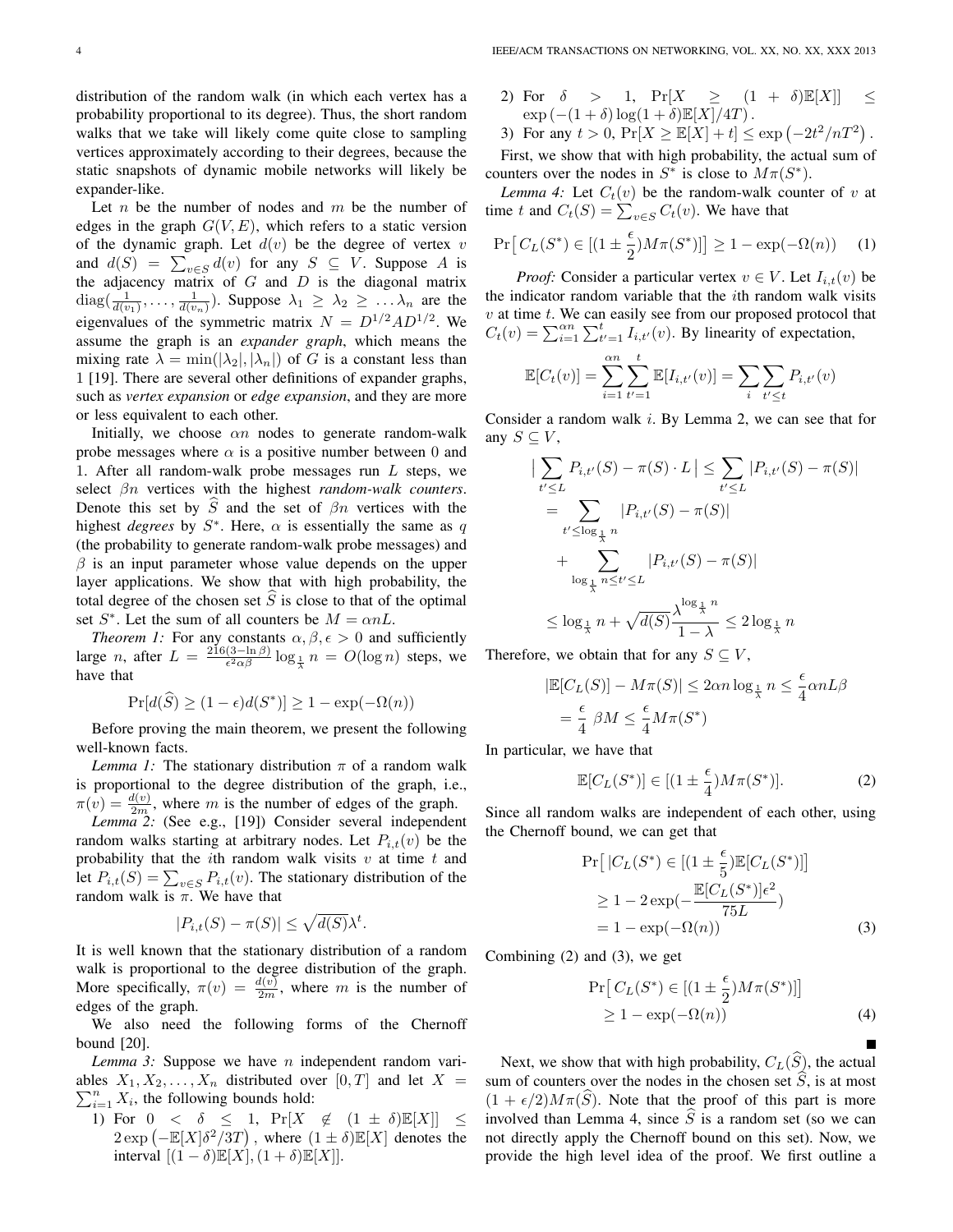distribution of the random walk (in which each vertex has a probability proportional to its degree). Thus, the short random walks that we take will likely come quite close to sampling vertices approximately according to their degrees, because the static snapshots of dynamic mobile networks will likely be expander-like.

Let $n$ be the number of nodes and $m$ be the number of edges in the graph $G(V, E)$, which refers to a static version of the dynamic graph. Let $d(v)$ be the degree of vertex $v$ and $d(S) = \sum_{v \in S} d(v)$ for any $S \subseteq V$. Suppose $A$ is the adjacency matrix of $G$ and $D$ is the diagonal matrix $\text{diag}(\frac{1}{d(v_1)}, \ldots, \frac{1}{d(v_n)})$. Suppose $\lambda_1 \geq \lambda_2 \geq \ldots \lambda_n$ are the eigenvalues of the symmetric matrix $N = D^{1/2}AD^{1/2}$. We assume the graph is an *expander graph*, which means the mixing rate $\lambda = \min(|\lambda_2|, |\lambda_n|)$ of $G$ is a constant less than 1 [19]. There are several other definitions of expander graphs, such as *vertex expansion* or *edge expansion*, and they are more or less equivalent to each other.

Initially, we choose $\alpha n$ nodes to generate random-walk probe messages where $\alpha$ is a positive number between 0 and 1. After all random-walk probe messages run $L$ steps, we select $\beta n$ vertices with the highest *random-walk counters*. Denote this set by $\widehat{S}$ and the set of $\beta n$ vertices with the highest *degrees* by $S^*$. Here, $\alpha$ is essentially the same as $q$ (the probability to generate random-walk probe messages) and $\beta$ is an input parameter whose value depends on the upper layer applications. We show that with high probability, the total degree of the chosen set $\widehat{S}$ is close to that of the optimal set $S^*$. Let the sum of all counters be $M = \alpha n L$.

*Theorem 1:* For any constants $\alpha, \beta, \epsilon > 0$ and sufficiently large $n$, after $L = \frac{216(3 - \ln \beta)}{\epsilon^2 \alpha \beta} \log_{\frac{1}{\lambda}} n = O(\log n)$ steps, we have that

$$\Pr[d(\widehat{S}) \geq (1 - \epsilon) d(S^*)] \geq 1 - \exp(-\Omega(n))$$

Before proving the main theorem, we present the following well-known facts.

*Lemma 1:* The stationary distribution $\pi$ of a random walk is proportional to the degree distribution of the graph, i.e., $\pi(v) = \frac{d(v)}{2m}$, where $m$ is the number of edges of the graph.

*Lemma 2:* (See e.g., [19]) Consider several independent random walks starting at arbitrary nodes. Let $P_{i,t}(v)$ be the probability that the $i$th random walk visits $v$ at time $t$ and let $P_{i,t}(S) = \sum_{v \in S} P_{i,t}(v)$. The stationary distribution of the random walk is $\pi$. We have that

$$|P_{i,t}(S) - \pi(S)| \leq \sqrt{d(S)} \lambda^t.$$

It is well known that the stationary distribution of a random walk is proportional to the degree distribution of the graph. More specifically, $\pi(v) = \frac{d(v)}{2m}$, where $m$ is the number of edges of the graph.

We also need the following forms of the Chernoff bound [20].

*Lemma 3:* Suppose we have $n$ independent random variables $X_1, X_2, \ldots, X_n$ distributed over $[0, T]$ and let $X = \sum_{i=1}^{n} X_i$, the following bounds hold:

1) For $0 < \delta \leq 1$, $\Pr[X \notin (1 \pm \delta)\mathbb{E}[X]] \leq 2\exp\left(-\mathbb{E}[X]\delta^2/3T\right)$, where $(1 \pm \delta)\mathbb{E}[X]$ denotes the interval $[(1 - \delta)\mathbb{E}[X], (1 + \delta)\mathbb{E}[X]]$.
2) For $\delta > 1$, $\Pr[X \geq (1 + \delta)\mathbb{E}[X]] \leq \exp\left(-(1 + \delta)\log(1 + \delta)\mathbb{E}[X]/4T\right)$.
3) For any $t > 0$, $\Pr[X \geq \mathbb{E}[X] + t] \leq \exp\left(-2t^2/nT^2\right)$.

First, we show that with high probability, the actual sum of counters over the nodes in $S^*$ is close to $M\pi(S^*)$.

*Lemma 4:* Let $C_t(v)$ be the random-walk counter of $v$ at time $t$ and $C_t(S) = \sum_{v \in S} C_t(v)$. We have that

$$\Pr\big[\,C_L(S^*) \in [(1 \pm \frac{\epsilon}{2})M\pi(S^*)]\big] \geq 1 - \exp(-\Omega(n)) \tag{1}$$

*Proof:* Consider a particular vertex $v \in V$. Let $I_{i,t}(v)$ be the indicator random variable that the $i$th random walk visits $v$ at time $t$. We can easily see from our proposed protocol that $C_t(v) = \sum_{i=1}^{\alpha n} \sum_{t'=1}^{t} I_{i,t'}(v)$. By linearity of expectation,

$$\mathbb{E}[C_t(v)] = \sum_{i=1}^{\alpha n} \sum_{t'=1}^{t} \mathbb{E}[I_{i,t'}(v)] = \sum_{i} \sum_{t' \leq t} P_{i,t'}(v)$$

Consider a random walk $i$. By Lemma 2, we can see that for any $S \subseteq V$,

$$\begin{aligned}
\big|\sum_{t' \leq L} P_{i,t'}(S) - \pi(S) \cdot L\,\big| &\leq \sum_{t' \leq L} |P_{i,t'}(S) - \pi(S)| \\
&= \sum_{t' \leq \log_{\frac{1}{\lambda}} n} |P_{i,t'}(S) - \pi(S)| \\
&\quad + \sum_{\log_{\frac{1}{\lambda}} n \leq t' \leq L} |P_{i,t'}(S) - \pi(S)| \\
&\leq \log_{\frac{1}{\lambda}} n + \sqrt{d(S)} \frac{\lambda^{\log_{\frac{1}{\lambda}} n}}{1 - \lambda} \leq 2\log_{\frac{1}{\lambda}} n
\end{aligned}$$

Therefore, we obtain that for any $S \subseteq V$,

$$\begin{aligned}
|\mathbb{E}[C_L(S)] - M\pi(S)| &\leq 2\alpha n \log_{\frac{1}{\lambda}} n \leq \frac{\epsilon}{4} \alpha n L \beta \\
&= \frac{\epsilon}{4}\ \beta M \leq \frac{\epsilon}{4} M\pi(S^*)
\end{aligned}$$

In particular, we have that

$$\mathbb{E}[C_L(S^*)] \in [(1 \pm \frac{\epsilon}{4})M\pi(S^*)]. \tag{2}$$

Since all random walks are independent of each other, using the Chernoff bound, we can get that

$$\begin{aligned}
&\Pr\big[\,|C_L(S^*) \in [(1 \pm \frac{\epsilon}{5})\mathbb{E}[C_L(S^*)]\big] \\
&\quad \geq 1 - 2\exp(-\frac{\mathbb{E}[C_L(S^*)]\epsilon^2}{75L}) \\
&\quad = 1 - \exp(-\Omega(n))
\end{aligned} \tag{3}$$

Combining (2) and (3), we get

$$\begin{aligned}
&\Pr\big[\,C_L(S^*) \in [(1 \pm \frac{\epsilon}{2})M\pi(S^*)]\big] \\
&\quad \geq 1 - \exp(-\Omega(n))
\end{aligned} \tag{4}$$

■

Next, we show that with high probability, $C_L(\widehat{S})$, the actual sum of counters over the nodes in the chosen set $\widehat{S}$, is at most $(1 + \epsilon/2)M\pi(\widehat{S})$. Note that the proof of this part is more involved than Lemma 4, since $\widehat{S}$ is a random set (so we can not directly apply the Chernoff bound on this set). Now, we provide the high level idea of the proof. We first outline a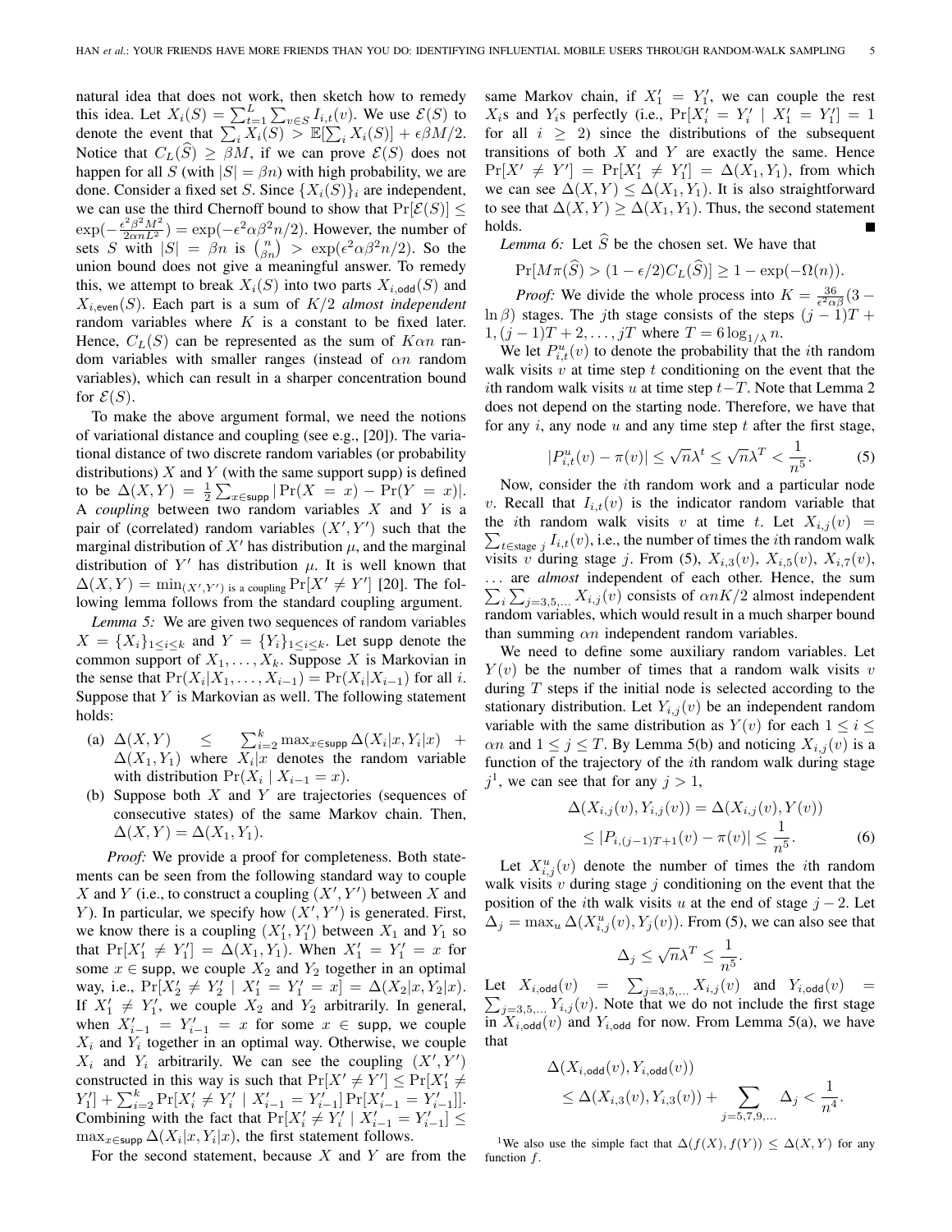natural idea that does not work, then sketch how to remedy this idea. Let $X_i(S) = \sum_{t=1}^{L}\sum_{v\in S} I_{i,t}(v)$. We use $\mathcal{E}(S)$ to denote the event that $\sum_i X_i(S) > \mathbb{E}[\sum_i X_i(S)] + \epsilon\beta M/2$. Notice that $C_L(\widehat{S}) \geq \beta M$, if we can prove $\mathcal{E}(S)$ does not happen for all $S$ (with $|S| = \beta n$) with high probability, we are done. Consider a fixed set $S$. Since $\{X_i(S)\}_i$ are independent, we can use the third Chernoff bound to show that $\Pr[\mathcal{E}(S)] \leq \exp(-\frac{\epsilon^2\beta^2 M^2}{2\alpha n L^2}) = \exp(-\epsilon^2\alpha\beta^2 n/2)$. However, the number of sets $S$ with $|S| = \beta n$ is $\binom{n}{\beta n} > \exp(\epsilon^2\alpha\beta^2 n/2)$. So the union bound does not give a meaningful answer. To remedy this, we attempt to break $X_i(S)$ into two parts $X_{i,\mathsf{odd}}(S)$ and $X_{i,\mathsf{even}}(S)$. Each part is a sum of $K/2$ *almost independent* random variables where $K$ is a constant to be fixed later. Hence, $C_L(S)$ can be represented as the sum of $K\alpha n$ random variables with smaller ranges (instead of $\alpha n$ random variables), which can result in a sharper concentration bound for $\mathcal{E}(S)$.

To make the above argument formal, we need the notions of variational distance and coupling (see e.g., [20]). The variational distance of two discrete random variables (or probability distributions) $X$ and $Y$ (with the same support $\mathsf{supp}$) is defined to be $\Delta(X,Y) = \frac{1}{2}\sum_{x\in\mathsf{supp}} |\Pr(X = x) - \Pr(Y = x)|$. A *coupling* between two random variables $X$ and $Y$ is a pair of (correlated) random variables $(X', Y')$ such that the marginal distribution of $X'$ has distribution $\mu$, and the marginal distribution of $Y'$ has distribution $\mu$. It is well known that $\Delta(X,Y) = \min_{(X',Y')\text{ is a coupling}} \Pr[X' \neq Y']$ [20]. The following lemma follows from the standard coupling argument.

*Lemma 5:* We are given two sequences of random variables $X = \{X_i\}_{1\leq i\leq k}$ and $Y = \{Y_i\}_{1\leq i\leq k}$. Let $\mathsf{supp}$ denote the common support of $X_1,\ldots,X_k$. Suppose $X$ is Markovian in the sense that $\Pr(X_i|X_1,\ldots,X_{i-1}) = \Pr(X_i|X_{i-1})$ for all $i$. Suppose that $Y$ is Markovian as well. The following statement holds:

(a) $\Delta(X,Y) \leq \sum_{i=2}^{k}\max_{x\in\mathsf{supp}}\Delta(X_i|x, Y_i|x) + \Delta(X_1,Y_1)$ where $X_i|x$ denotes the random variable with distribution $\Pr(X_i \mid X_{i-1} = x)$.

(b) Suppose both $X$ and $Y$ are trajectories (sequences of consecutive states) of the same Markov chain. Then, $\Delta(X,Y) = \Delta(X_1,Y_1)$.

*Proof:* We provide a proof for completeness. Both statements can be seen from the following standard way to couple $X$ and $Y$ (i.e., to construct a coupling $(X',Y')$ between $X$ and $Y$). In particular, we specify how $(X',Y')$ is generated. First, we know there is a coupling $(X_1',Y_1')$ between $X_1$ and $Y_1$ so that $\Pr[X_1' \neq Y_1'] = \Delta(X_1,Y_1)$. When $X_1' = Y_1' = x$ for some $x\in\mathsf{supp}$, we couple $X_2$ and $Y_2$ together in an optimal way, i.e., $\Pr[X_2' \neq Y_2' \mid X_1' = Y_1' = x] = \Delta(X_2|x, Y_2|x)$. If $X_1' \neq Y_1'$, we couple $X_2$ and $Y_2$ arbitrarily. In general, when $X_{i-1}' = Y_{i-1}' = x$ for some $x\in\mathsf{supp}$, we couple $X_i$ and $Y_i$ together in an optimal way. Otherwise, we couple $X_i$ and $Y_i$ arbitrarily. We can see the coupling $(X',Y')$ constructed in this way is such that $\Pr[X' \neq Y'] \leq \Pr[X_1' \neq Y_1'] + \sum_{i=2}^{k}\Pr[X_i' \neq Y_i' \mid X_{i-1}' = Y_{i-1}']\Pr[X_{i-1}' = Y_{i-1}']]$. Combining with the fact that $\Pr[X_i' \neq Y_i' \mid X_{i-1}' = Y_{i-1}'] \leq \max_{x\in\mathsf{supp}}\Delta(X_i|x, Y_i|x)$, the first statement follows.

For the second statement, because $X$ and $Y$ are from the same Markov chain, if $X_1' = Y_1'$, we can couple the rest $X_i$s and $Y_i$s perfectly (i.e., $\Pr[X_i' = Y_i' \mid X_1' = Y_1'] = 1$ for all $i \geq 2$) since the distributions of the subsequent transitions of both $X$ and $Y$ are exactly the same. Hence $\Pr[X' \neq Y'] = \Pr[X_1' \neq Y_1'] = \Delta(X_1,Y_1)$, from which we can see $\Delta(X,Y) \leq \Delta(X_1,Y_1)$. It is also straightforward to see that $\Delta(X,Y) \geq \Delta(X_1,Y_1)$. Thus, the second statement holds. ■

*Lemma 6:* Let $\widehat{S}$ be the chosen set. We have that

$$\Pr[M\pi(\widehat{S}) > (1-\epsilon/2)C_L(\widehat{S})] \geq 1 - \exp(-\Omega(n)).$$

*Proof:* We divide the whole process into $K = \frac{36}{\epsilon^2\alpha\beta}(3 - \ln\beta)$ stages. The $j$th stage consists of the steps $(j-1)T + 1, (j-1)T + 2, \ldots, jT$ where $T = 6\log_{1/\lambda} n$.

We let $P_{i,t}^{u}(v)$ to denote the probability that the $i$th random walk visits $v$ at time step $t$ conditioning on the event that the $i$th random walk visits $u$ at time step $t-T$. Note that Lemma 2 does not depend on the starting node. Therefore, we have that for any $i$, any node $u$ and any time step $t$ after the first stage,

$$|P_{i,t}^{u}(v) - \pi(v)| \leq \sqrt{n}\lambda^t \leq \sqrt{n}\lambda^T < \frac{1}{n^5}. \tag{5}$$

Now, consider the $i$th random work and a particular node $v$. Recall that $I_{i,t}(v)$ is the indicator random variable that the $i$th random walk visits $v$ at time $t$. Let $X_{i,j}(v) = \sum_{t\in\text{stage } j} I_{i,t}(v)$, i.e., the number of times the $i$th random walk visits $v$ during stage $j$. From (5), $X_{i,3}(v)$, $X_{i,5}(v)$, $X_{i,7}(v)$, $\ldots$ are *almost* independent of each other. Hence, the sum $\sum_i\sum_{j=3,5,\ldots} X_{i,j}(v)$ consists of $\alpha nK/2$ almost independent random variables, which would result in a much sharper bound than summing $\alpha n$ independent random variables.

We need to define some auxiliary random variables. Let $Y(v)$ be the number of times that a random walk visits $v$ during $T$ steps if the initial node is selected according to the stationary distribution. Let $Y_{i,j}(v)$ be an independent random variable with the same distribution as $Y(v)$ for each $1 \leq i \leq \alpha n$ and $1 \leq j \leq T$. By Lemma 5(b) and noticing $X_{i,j}(v)$ is a function of the trajectory of the $i$th random walk during stage $j$[1], we can see that for any $j > 1$,

$$\begin{aligned}\Delta(X_{i,j}(v), Y_{i,j}(v)) &= \Delta(X_{i,j}(v), Y(v)) \\ &\leq |P_{i,(j-1)T+1}(v) - \pi(v)| \leq \frac{1}{n^5}.\end{aligned} \tag{6}$$

Let $X_{i,j}^{u}(v)$ denote the number of times the $i$th random walk visits $v$ during stage $j$ conditioning on the event that the position of the $i$th walk visits $u$ at the end of stage $j-2$. Let $\Delta_j = \max_u \Delta(X_{i,j}^{u}(v), Y_j(v))$. From (5), we can also see that

$$\Delta_j \leq \sqrt{n}\lambda^T \leq \frac{1}{n^5}.$$

Let $X_{i,\mathsf{odd}}(v) = \sum_{j=3,5,\ldots} X_{i,j}(v)$ and $Y_{i,\mathsf{odd}}(v) = \sum_{j=3,5,\ldots} Y_{i,j}(v)$. Note that we do not include the first stage in $X_{i,\mathsf{odd}}(v)$ and $Y_{i,\mathsf{odd}}$ for now. From Lemma 5(a), we have that

$$\begin{aligned}&\Delta(X_{i,\mathsf{odd}}(v), Y_{i,\mathsf{odd}}(v)) \\ &\quad\leq \Delta(X_{i,3}(v), Y_{i,3}(v)) + \sum_{j=5,7,9,\ldots}\Delta_j < \frac{1}{n^4}.\end{aligned}$$

[1] We also use the simple fact that $\Delta(f(X), f(Y)) \leq \Delta(X,Y)$ for any function $f$.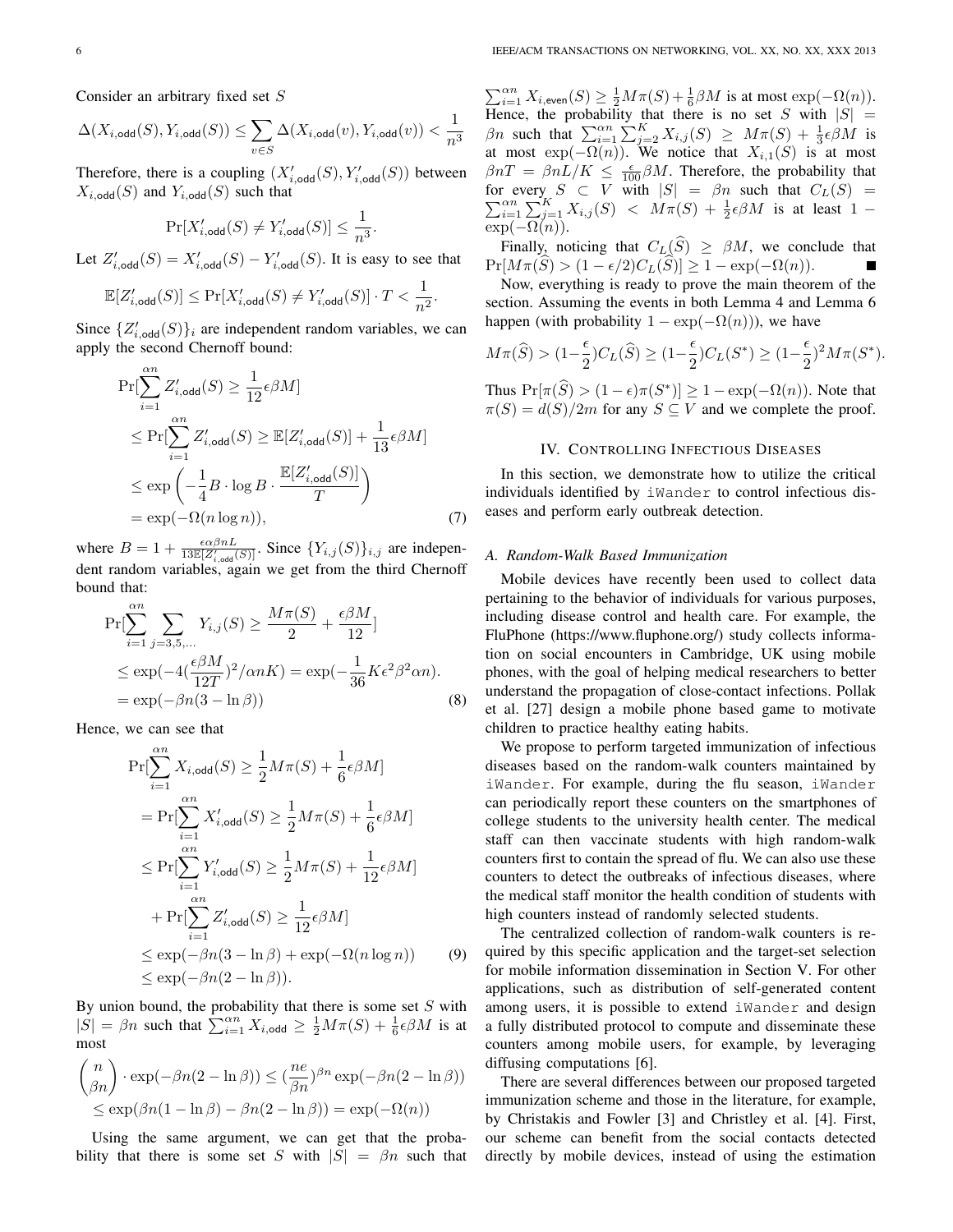Consider an arbitrary fixed set $S$

$$\Delta(X_{i,\mathsf{odd}}(S), Y_{i,\mathsf{odd}}(S)) \le \sum_{v \in S} \Delta(X_{i,\mathsf{odd}}(v), Y_{i,\mathsf{odd}}(v)) < \frac{1}{n^3}$$

Therefore, there is a coupling $(X'_{i,\mathsf{odd}}(S), Y'_{i,\mathsf{odd}}(S))$ between $X_{i,\mathsf{odd}}(S)$ and $Y_{i,\mathsf{odd}}(S)$ such that

$$\Pr[X'_{i,\mathsf{odd}}(S) \ne Y'_{i,\mathsf{odd}}(S)] \le \frac{1}{n^3}.$$

Let $Z'_{i,\mathsf{odd}}(S) = X'_{i,\mathsf{odd}}(S) - Y'_{i,\mathsf{odd}}(S)$. It is easy to see that

$$\mathbb{E}[Z'_{i,\mathsf{odd}}(S)] \le \Pr[X'_{i,\mathsf{odd}}(S) \ne Y'_{i,\mathsf{odd}}(S)] \cdot T < \frac{1}{n^2}.$$

Since $\{Z'_{i,\mathsf{odd}}(S)\}_i$ are independent random variables, we can apply the second Chernoff bound:

$$\begin{aligned}
&\Pr[\sum_{i=1}^{\alpha n} Z'_{i,\mathsf{odd}}(S) \ge \frac{1}{12}\epsilon\beta M] \\
&\le \Pr[\sum_{i=1}^{\alpha n} Z'_{i,\mathsf{odd}}(S) \ge \mathbb{E}[Z'_{i,\mathsf{odd}}(S)] + \frac{1}{13}\epsilon\beta M] \\
&\le \exp\left(-\frac{1}{4}B \cdot \log B \cdot \frac{\mathbb{E}[Z'_{i,\mathsf{odd}}(S)]}{T}\right) \\
&= \exp(-\Omega(n \log n)),
\end{aligned} \tag{7}$$

where $B = 1 + \frac{\epsilon\alpha\beta n L}{13\mathbb{E}[Z'_{i,\mathsf{odd}}(S)]}$. Since $\{Y_{i,j}(S)\}_{i,j}$ are independent random variables, again we get from the third Chernoff bound that:

$$\begin{aligned}
&\Pr[\sum_{i=1}^{\alpha n} \sum_{j=3,5,\ldots} Y_{i,j}(S) \ge \frac{M\pi(S)}{2} + \frac{\epsilon\beta M}{12}] \\
&\le \exp(-4(\frac{\epsilon\beta M}{12T})^2/\alpha n K) = \exp(-\frac{1}{36}K\epsilon^2\beta^2\alpha n). \\
&= \exp(-\beta n(3 - \ln\beta))
\end{aligned} \tag{8}$$

Hence, we can see that

$$\begin{aligned}
&\Pr[\sum_{i=1}^{\alpha n} X_{i,\mathsf{odd}}(S) \ge \frac{1}{2}M\pi(S) + \frac{1}{6}\epsilon\beta M] \\
&= \Pr[\sum_{i=1}^{\alpha n} X'_{i,\mathsf{odd}}(S) \ge \frac{1}{2}M\pi(S) + \frac{1}{6}\epsilon\beta M] \\
&\le \Pr[\sum_{i=1}^{\alpha n} Y'_{i,\mathsf{odd}}(S) \ge \frac{1}{2}M\pi(S) + \frac{1}{12}\epsilon\beta M] \\
&\quad + \Pr[\sum_{i=1}^{\alpha n} Z'_{i,\mathsf{odd}}(S) \ge \frac{1}{12}\epsilon\beta M] \\
&\le \exp(-\beta n(3 - \ln\beta) + \exp(-\Omega(n\log n)) \\
&\le \exp(-\beta n(2 - \ln\beta)).
\end{aligned} \tag{9}$$

By union bound, the probability that there is some set $S$ with $|S| = \beta n$ such that $\sum_{i=1}^{\alpha n} X_{i,\mathsf{odd}} \ge \frac{1}{2}M\pi(S) + \frac{1}{6}\epsilon\beta M$ is at most

$$\begin{aligned}
&\binom{n}{\beta n} \cdot \exp(-\beta n(2 - \ln\beta)) \le (\frac{ne}{\beta n})^{\beta n}\exp(-\beta n(2 - \ln\beta)) \\
&\le \exp(\beta n(1 - \ln\beta) - \beta n(2 - \ln\beta)) = \exp(-\Omega(n))
\end{aligned}$$

Using the same argument, we can get that the probability that there is some set $S$ with $|S| = \beta n$ such that $\sum_{i=1}^{\alpha n} X_{i,\mathsf{even}}(S) \ge \frac{1}{2}M\pi(S) + \frac{1}{6}\beta M$ is at most $\exp(-\Omega(n))$. Hence, the probability that there is no set $S$ with $|S| = \beta n$ such that $\sum_{i=1}^{\alpha n}\sum_{j=2}^{K} X_{i,j}(S) \ge M\pi(S) + \frac{1}{3}\epsilon\beta M$ is at most $\exp(-\Omega(n))$. We notice that $X_{i,1}(S)$ is at most $\beta n T = \beta n L/K \le \frac{\epsilon}{100}\beta M$. Therefore, the probability that for every $S \subset V$ with $|S| = \beta n$ such that $C_L(S) = \sum_{i=1}^{\alpha n}\sum_{j=1}^{K} X_{i,j}(S) < M\pi(S) + \frac{1}{2}\epsilon\beta M$ is at least $1 - \exp(-\Omega(n))$.

Finally, noticing that $C_L(\widehat{S}) \ge \beta M$, we conclude that $\Pr[M\pi(\widehat{S}) > (1 - \epsilon/2)C_L(\widehat{S})] \ge 1 - \exp(-\Omega(n))$. ■

Now, everything is ready to prove the main theorem of the section. Assuming the events in both Lemma 4 and Lemma 6 happen (with probability $1 - \exp(-\Omega(n))$), we have

$$M\pi(\widehat{S}) > (1 - \frac{\epsilon}{2})C_L(\widehat{S}) \ge (1 - \frac{\epsilon}{2})C_L(S^*) \ge (1 - \frac{\epsilon}{2})^2 M\pi(S^*).$$

Thus $\Pr[\pi(\widehat{S}) > (1 - \epsilon)\pi(S^*)] \ge 1 - \exp(-\Omega(n))$. Note that $\pi(S) = d(S)/2m$ for any $S \subseteq V$ and we complete the proof.

## IV. Controlling Infectious Diseases

In this section, we demonstrate how to utilize the critical individuals identified by `iWander` to control infectious diseases and perform early outbreak detection.

### A. Random-Walk Based Immunization

Mobile devices have recently been used to collect data pertaining to the behavior of individuals for various purposes, including disease control and health care. For example, the FluPhone (https://www.fluphone.org/) study collects information on social encounters in Cambridge, UK using mobile phones, with the goal of helping medical researchers to better understand the propagation of close-contact infections. Pollak et al. [27] design a mobile phone based game to motivate children to practice healthy eating habits.

We propose to perform targeted immunization of infectious diseases based on the random-walk counters maintained by `iWander`. For example, during the flu season, `iWander` can periodically report these counters on the smartphones of college students to the university health center. The medical staff can then vaccinate students with high random-walk counters first to contain the spread of flu. We can also use these counters to detect the outbreaks of infectious diseases, where the medical staff monitor the health condition of students with high counters instead of randomly selected students.

The centralized collection of random-walk counters is required by this specific application and the target-set selection for mobile information dissemination in Section V. For other applications, such as distribution of self-generated content among users, it is possible to extend `iWander` and design a fully distributed protocol to compute and disseminate these counters among mobile users, for example, by leveraging diffusing computations [6].

There are several differences between our proposed targeted immunization scheme and those in the literature, for example, by Christakis and Fowler [3] and Christley et al. [4]. First, our scheme can benefit from the social contacts detected directly by mobile devices, instead of using the estimation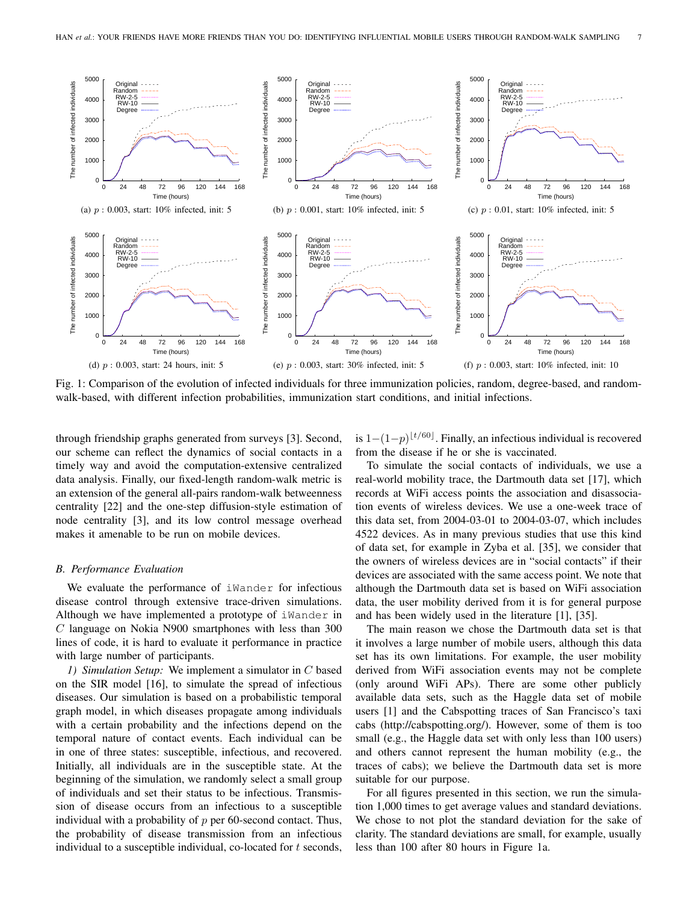(a) $p$ : 0.003, start: 10% infected, init: 5

(b) $p$ : 0.001, start: 10% infected, init: 5

(c) $p$ : 0.01, start: 10% infected, init: 5

(d) $p$ : 0.003, start: 24 hours, init: 5

(e) $p$ : 0.003, start: 30% infected, init: 5

(f) $p$ : 0.003, start: 10% infected, init: 10

Fig. 1: Comparison of the evolution of infected individuals for three immunization policies, random, degree-based, and random-walk-based, with different infection probabilities, immunization start conditions, and initial infections.

through friendship graphs generated from surveys [3]. Second, our scheme can reflect the dynamics of social contacts in a timely way and avoid the computation-extensive centralized data analysis. Finally, our fixed-length random-walk metric is an extension of the general all-pairs random-walk betweenness centrality [22] and the one-step diffusion-style estimation of node centrality [3], and its low control message overhead makes it amenable to be run on mobile devices.

### B. Performance Evaluation

We evaluate the performance of `iWander` for infectious disease control through extensive trace-driven simulations. Although we have implemented a prototype of `iWander` in $C$ language on Nokia N900 smartphones with less than 300 lines of code, it is hard to evaluate it performance in practice with large number of participants.

*1) Simulation Setup:* We implement a simulator in $C$ based on the SIR model [16], to simulate the spread of infectious diseases. Our simulation is based on a probabilistic temporal graph model, in which diseases propagate among individuals with a certain probability and the infections depend on the temporal nature of contact events. Each individual can be in one of three states: susceptible, infectious, and recovered. Initially, all individuals are in the susceptible state. At the beginning of the simulation, we randomly select a small group of individuals and set their status to be infectious. Transmission of disease occurs from an infectious to a susceptible individual with a probability of $p$ per 60-second contact. Thus, the probability of disease transmission from an infectious individual to a susceptible individual, co-located for $t$ seconds, is $1-(1-p)^{\lfloor t/60 \rfloor}$. Finally, an infectious individual is recovered from the disease if he or she is vaccinated.

To simulate the social contacts of individuals, we use a real-world mobility trace, the Dartmouth data set [17], which records at WiFi access points the association and disassociation events of wireless devices. We use a one-week trace of this data set, from 2004-03-01 to 2004-03-07, which includes 4522 devices. As in many previous studies that use this kind of data set, for example in Zyba et al. [35], we consider that the owners of wireless devices are in "social contacts" if their devices are associated with the same access point. We note that although the Dartmouth data set is based on WiFi association data, the user mobility derived from it is for general purpose and has been widely used in the literature [1], [35].

The main reason we chose the Dartmouth data set is that it involves a large number of mobile users, although this data set has its own limitations. For example, the user mobility derived from WiFi association events may not be complete (only around WiFi APs). There are some other publicly available data sets, such as the Haggle data set of mobile users [1] and the Cabspotting traces of San Francisco's taxi cabs (http://cabspotting.org/). However, some of them is too small (e.g., the Haggle data set with only less than 100 users) and others cannot represent the human mobility (e.g., the traces of cabs); we believe the Dartmouth data set is more suitable for our purpose.

For all figures presented in this section, we run the simulation 1,000 times to get average values and standard deviations. We chose to not plot the standard deviation for the sake of clarity. The standard deviations are small, for example, usually less than 100 after 80 hours in Figure 1a.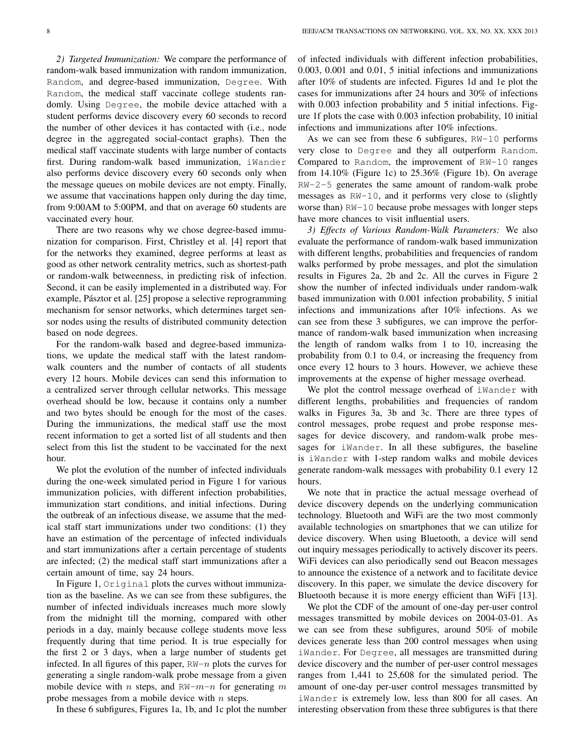*2) Targeted Immunization:* We compare the performance of random-walk based immunization with random immunization, `Random`, and degree-based immunization, `Degree`. With `Random`, the medical staff vaccinate college students randomly. Using `Degree`, the mobile device attached with a student performs device discovery every 60 seconds to record the number of other devices it has contacted with (i.e., node degree in the aggregated social-contact graphs). Then the medical staff vaccinate students with large number of contacts first. During random-walk based immunization, `iWander` also performs device discovery every 60 seconds only when the message queues on mobile devices are not empty. Finally, we assume that vaccinations happen only during the day time, from 9:00AM to 5:00PM, and that on average 60 students are vaccinated every hour.

There are two reasons why we chose degree-based immunization for comparison. First, Christley et al. [4] report that for the networks they examined, degree performs at least as good as other network centrality metrics, such as shortest-path or random-walk betweenness, in predicting risk of infection. Second, it can be easily implemented in a distributed way. For example, Pásztor et al. [25] propose a selective reprogramming mechanism for sensor networks, which determines target sensor nodes using the results of distributed community detection based on node degrees.

For the random-walk based and degree-based immunizations, we update the medical staff with the latest random-walk counters and the number of contacts of all students every 12 hours. Mobile devices can send this information to a centralized server through cellular networks. This message overhead should be low, because it contains only a number and two bytes should be enough for the most of the cases. During the immunizations, the medical staff use the most recent information to get a sorted list of all students and then select from this list the student to be vaccinated for the next hour.

We plot the evolution of the number of infected individuals during the one-week simulated period in Figure 1 for various immunization policies, with different infection probabilities, immunization start conditions, and initial infections. During the outbreak of an infectious disease, we assume that the medical staff start immunizations under two conditions: (1) they have an estimation of the percentage of infected individuals and start immunizations after a certain percentage of students are infected; (2) the medical staff start immunizations after a certain amount of time, say 24 hours.

In Figure 1, `Original` plots the curves without immunization as the baseline. As we can see from these subfigures, the number of infected individuals increases much more slowly from the midnight till the morning, compared with other periods in a day, mainly because college students move less frequently during that time period. It is true especially for the first 2 or 3 days, when a large number of students get infected. In all figures of this paper, RW-$n$ plots the curves for generating a single random-walk probe message from a given mobile device with $n$ steps, and RW-$m$-$n$ for generating $m$ probe messages from a mobile device with $n$ steps.

In these 6 subfigures, Figures 1a, 1b, and 1c plot the number of infected individuals with different infection probabilities, 0.003, 0.001 and 0.01, 5 initial infections and immunizations after 10% of students are infected. Figures 1d and 1e plot the cases for immunizations after 24 hours and 30% of infections with 0.003 infection probability and 5 initial infections. Figure 1f plots the case with 0.003 infection probability, 10 initial infections and immunizations after 10% infections.

As we can see from these 6 subfigures, `RW-10` performs very close to `Degree` and they all outperform `Random`. Compared to `Random`, the improvement of `RW-10` ranges from 14.10% (Figure 1c) to 25.36% (Figure 1b). On average `RW-2-5` generates the same amount of random-walk probe messages as `RW-10`, and it performs very close to (slightly worse than) `RW-10` because probe messages with longer steps have more chances to visit influential users.

*3) Effects of Various Random-Walk Parameters:* We also evaluate the performance of random-walk based immunization with different lengths, probabilities and frequencies of random walks performed by probe messages, and plot the simulation results in Figures 2a, 2b and 2c. All the curves in Figure 2 show the number of infected individuals under random-walk based immunization with 0.001 infection probability, 5 initial infections and immunizations after 10% infections. As we can see from these 3 subfigures, we can improve the performance of random-walk based immunization when increasing the length of random walks from 1 to 10, increasing the probability from 0.1 to 0.4, or increasing the frequency from once every 12 hours to 3 hours. However, we achieve these improvements at the expense of higher message overhead.

We plot the control message overhead of `iWander` with different lengths, probabilities and frequencies of random walks in Figures 3a, 3b and 3c. There are three types of control messages, probe request and probe response messages for device discovery, and random-walk probe messages for `iWander`. In all these subfigures, the baseline is `iWander` with 1-step random walks and mobile devices generate random-walk messages with probability 0.1 every 12 hours.

We note that in practice the actual message overhead of device discovery depends on the underlying communication technology. Bluetooth and WiFi are the two most commonly available technologies on smartphones that we can utilize for device discovery. When using Bluetooth, a device will send out inquiry messages periodically to actively discover its peers. WiFi devices can also periodically send out Beacon messages to announce the existence of a network and to facilitate device discovery. In this paper, we simulate the device discovery for Bluetooth because it is more energy efficient than WiFi [13].

We plot the CDF of the amount of one-day per-user control messages transmitted by mobile devices on 2004-03-01. As we can see from these subfigures, around 50% of mobile devices generate less than 200 control messages when using `iWander`. For `Degree`, all messages are transmitted during device discovery and the number of per-user control messages ranges from 1,441 to 25,608 for the simulated period. The amount of one-day per-user control messages transmitted by `iWander` is extremely low, less than 800 for all cases. An interesting observation from these three subfigures is that there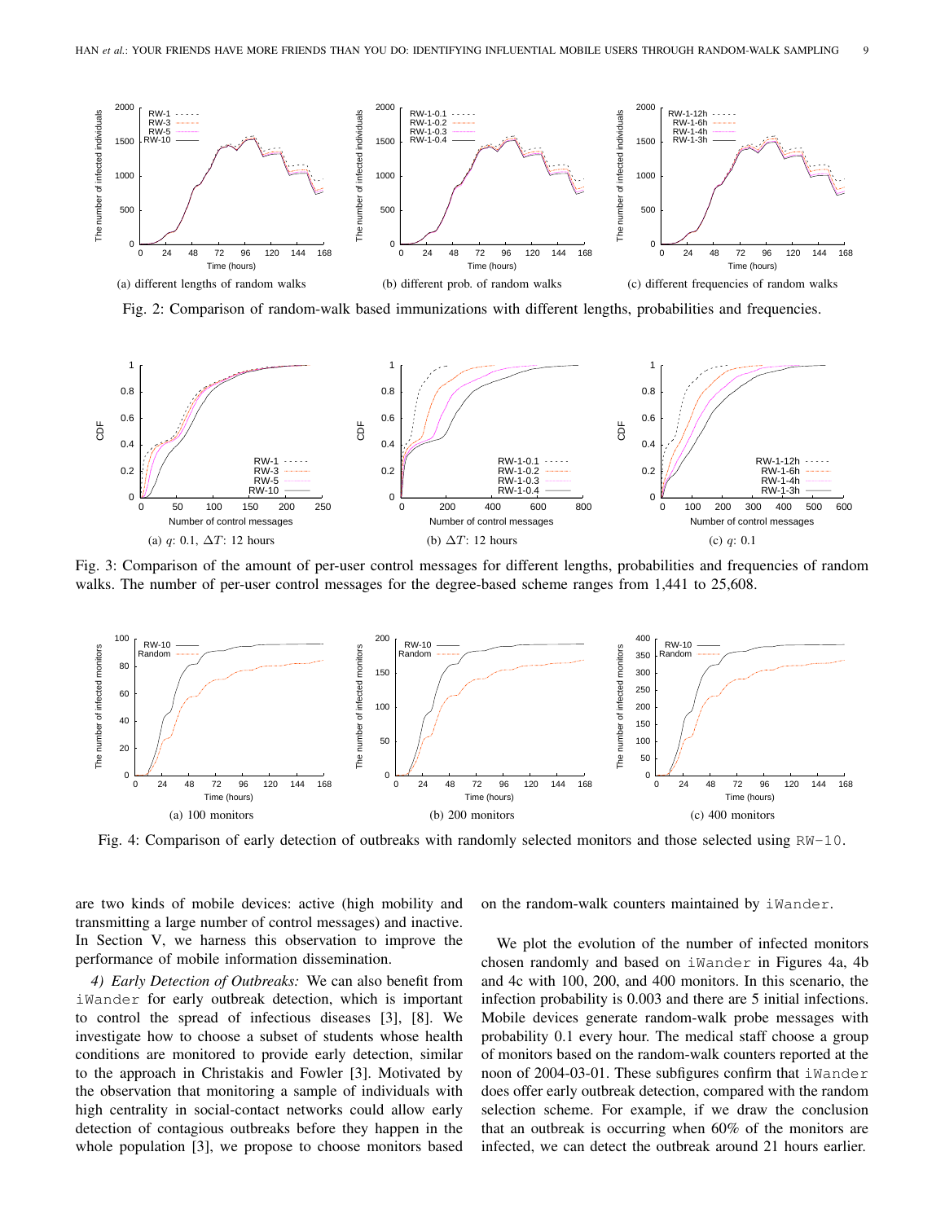(a) different lengths of random walks

(b) different prob. of random walks

(c) different frequencies of random walks

Fig. 2: Comparison of random-walk based immunizations with different lengths, probabilities and frequencies.

(a) $q$: 0.1, $\Delta T$: 12 hours

(b) $\Delta T$: 12 hours

(c) $q$: 0.1

Fig. 3: Comparison of the amount of per-user control messages for different lengths, probabilities and frequencies of random walks. The number of per-user control messages for the degree-based scheme ranges from 1,441 to 25,608.

(a) 100 monitors

(b) 200 monitors

(c) 400 monitors

Fig. 4: Comparison of early detection of outbreaks with randomly selected monitors and those selected using RW-10.

are two kinds of mobile devices: active (high mobility and transmitting a large number of control messages) and inactive. In Section V, we harness this observation to improve the performance of mobile information dissemination.

*4) Early Detection of Outbreaks:* We can also benefit from iWander for early outbreak detection, which is important to control the spread of infectious diseases [3], [8]. We investigate how to choose a subset of students whose health conditions are monitored to provide early detection, similar to the approach in Christakis and Fowler [3]. Motivated by the observation that monitoring a sample of individuals with high centrality in social-contact networks could allow early detection of contagious outbreaks before they happen in the whole population [3], we propose to choose monitors based on the random-walk counters maintained by iWander.

We plot the evolution of the number of infected monitors chosen randomly and based on iWander in Figures 4a, 4b and 4c with 100, 200, and 400 monitors. In this scenario, the infection probability is 0.003 and there are 5 initial infections. Mobile devices generate random-walk probe messages with probability 0.1 every hour. The medical staff choose a group of monitors based on the random-walk counters reported at the noon of 2004-03-01. These subfigures confirm that iWander does offer early outbreak detection, compared with the random selection scheme. For example, if we draw the conclusion that an outbreak is occurring when 60% of the monitors are infected, we can detect the outbreak around 21 hours earlier.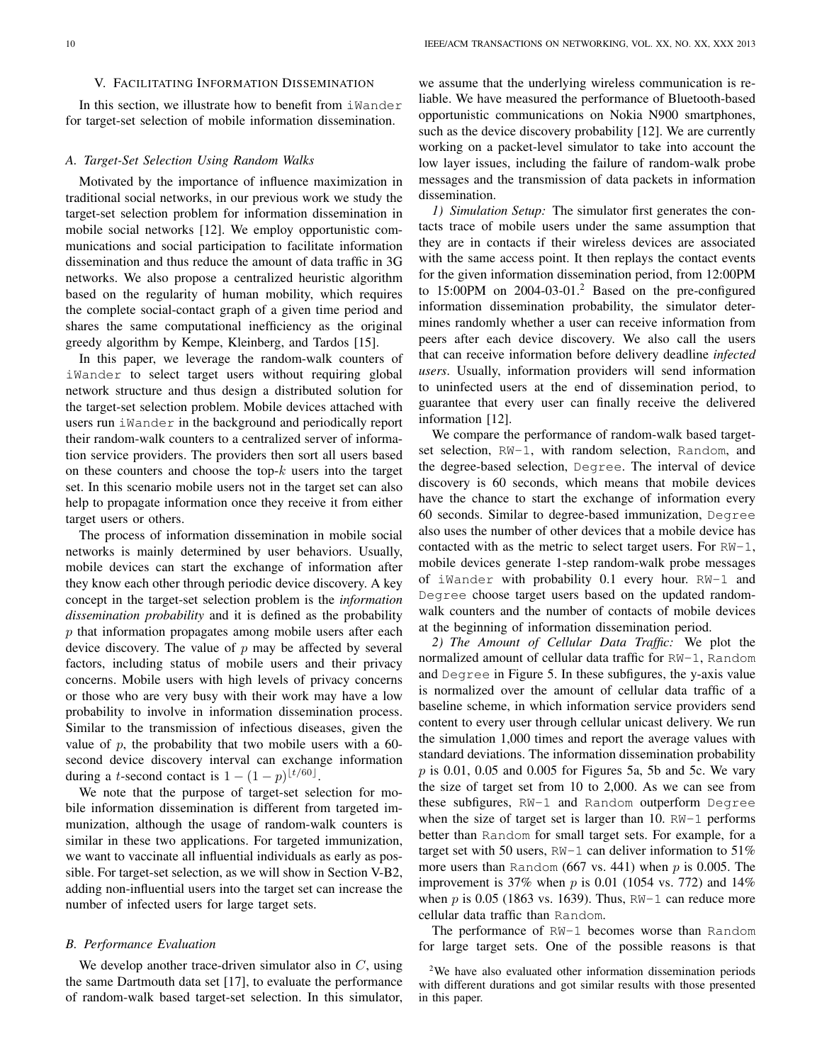## V. Facilitating Information Dissemination

In this section, we illustrate how to benefit from `iWander` for target-set selection of mobile information dissemination.

### A. Target-Set Selection Using Random Walks

Motivated by the importance of influence maximization in traditional social networks, in our previous work we study the target-set selection problem for information dissemination in mobile social networks [12]. We employ opportunistic communications and social participation to facilitate information dissemination and thus reduce the amount of data traffic in 3G networks. We also propose a centralized heuristic algorithm based on the regularity of human mobility, which requires the complete social-contact graph of a given time period and shares the same computational inefficiency as the original greedy algorithm by Kempe, Kleinberg, and Tardos [15].

In this paper, we leverage the random-walk counters of `iWander` to select target users without requiring global network structure and thus design a distributed solution for the target-set selection problem. Mobile devices attached with users run `iWander` in the background and periodically report their random-walk counters to a centralized server of information service providers. The providers then sort all users based on these counters and choose the top-$k$ users into the target set. In this scenario mobile users not in the target set can also help to propagate information once they receive it from either target users or others.

The process of information dissemination in mobile social networks is mainly determined by user behaviors. Usually, mobile devices can start the exchange of information after they know each other through periodic device discovery. A key concept in the target-set selection problem is the *information dissemination probability* and it is defined as the probability $p$ that information propagates among mobile users after each device discovery. The value of $p$ may be affected by several factors, including status of mobile users and their privacy concerns. Mobile users with high levels of privacy concerns or those who are very busy with their work may have a low probability to involve in information dissemination process. Similar to the transmission of infectious diseases, given the value of $p$, the probability that two mobile users with a 60-second device discovery interval can exchange information during a $t$-second contact is $1-(1-p)^{\lfloor t/60 \rfloor}$.

We note that the purpose of target-set selection for mobile information dissemination is different from targeted immunization, although the usage of random-walk counters is similar in these two applications. For targeted immunization, we want to vaccinate all influential individuals as early as possible. For target-set selection, as we will show in Section V-B2, adding non-influential users into the target set can increase the number of infected users for large target sets.

### B. Performance Evaluation

We develop another trace-driven simulator also in $C$, using the same Dartmouth data set [17], to evaluate the performance of random-walk based target-set selection. In this simulator, we assume that the underlying wireless communication is reliable. We have measured the performance of Bluetooth-based opportunistic communications on Nokia N900 smartphones, such as the device discovery probability [12]. We are currently working on a packet-level simulator to take into account the low layer issues, including the failure of random-walk probe messages and the transmission of data packets in information dissemination.

*1) Simulation Setup:* The simulator first generates the contacts trace of mobile users under the same assumption that they are in contacts if their wireless devices are associated with the same access point. It then replays the contact events for the given information dissemination period, from 12:00PM to 15:00PM on 2004-03-01.[2] Based on the pre-configured information dissemination probability, the simulator determines randomly whether a user can receive information from peers after each device discovery. We also call the users that can receive information before delivery deadline *infected users*. Usually, information providers will send information to uninfected users at the end of dissemination period, to guarantee that every user can finally receive the delivered information [12].

We compare the performance of random-walk based target-set selection, `RW-1`, with random selection, `Random`, and the degree-based selection, `Degree`. The interval of device discovery is 60 seconds, which means that mobile devices have the chance to start the exchange of information every 60 seconds. Similar to degree-based immunization, `Degree` also uses the number of other devices that a mobile device has contacted with as the metric to select target users. For `RW-1`, mobile devices generate 1-step random-walk probe messages of `iWander` with probability 0.1 every hour. `RW-1` and `Degree` choose target users based on the updated random-walk counters and the number of contacts of mobile devices at the beginning of information dissemination period.

*2) The Amount of Cellular Data Traffic:* We plot the normalized amount of cellular data traffic for `RW-1`, `Random` and `Degree` in Figure 5. In these subfigures, the y-axis value is normalized over the amount of cellular data traffic of a baseline scheme, in which information service providers send content to every user through cellular unicast delivery. We run the simulation 1,000 times and report the average values with standard deviations. The information dissemination probability $p$ is 0.01, 0.05 and 0.005 for Figures 5a, 5b and 5c. We vary the size of target set from 10 to 2,000. As we can see from these subfigures, `RW-1` and `Random` outperform `Degree` when the size of target set is larger than 10. `RW-1` performs better than `Random` for small target sets. For example, for a target set with 50 users, `RW-1` can deliver information to 51% more users than `Random` (667 vs. 441) when $p$ is 0.005. The improvement is 37% when $p$ is 0.01 (1054 vs. 772) and 14% when $p$ is 0.05 (1863 vs. 1639). Thus, `RW-1` can reduce more cellular data traffic than `Random`.

The performance of `RW-1` becomes worse than `Random` for large target sets. One of the possible reasons is that

[2] We have also evaluated other information dissemination periods with different durations and got similar results with those presented in this paper.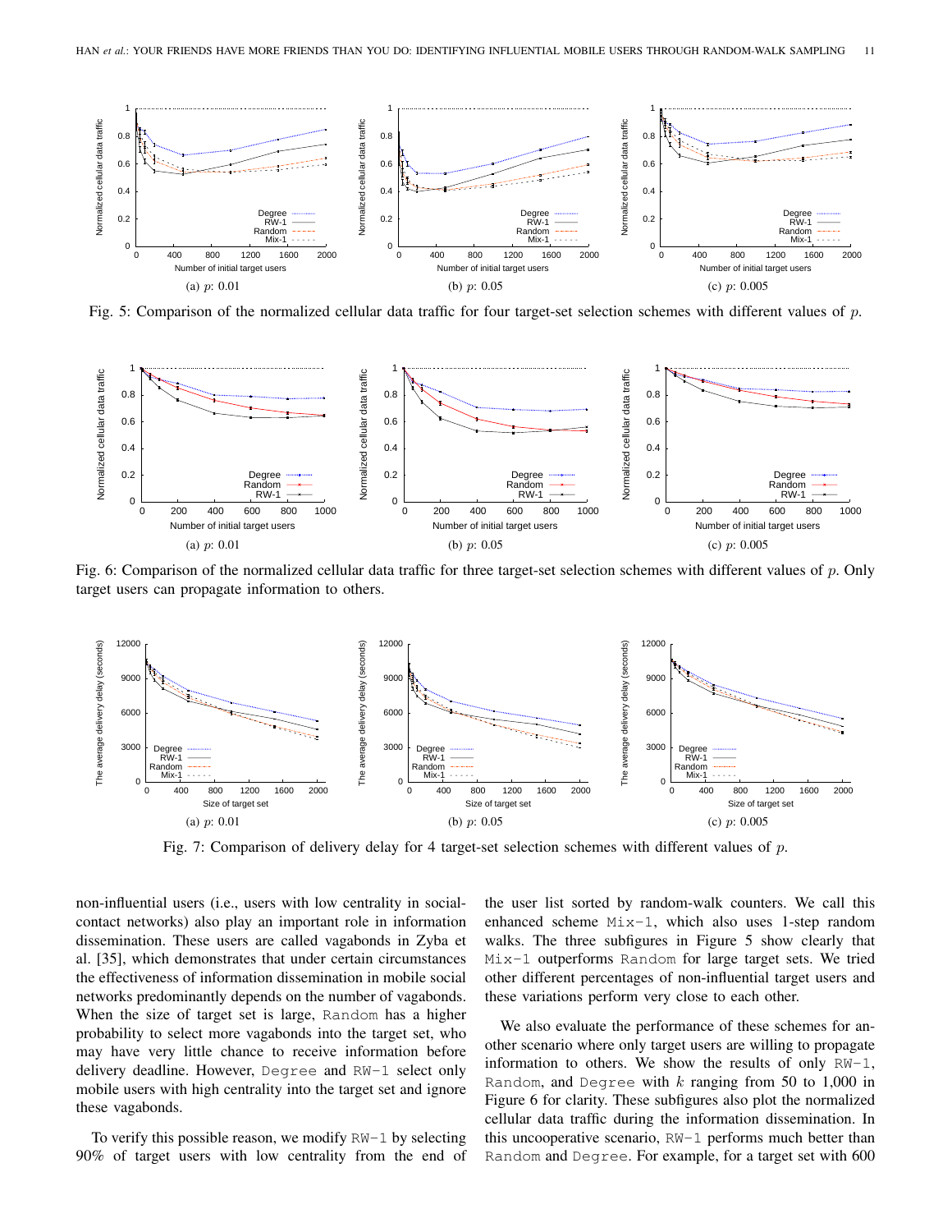Fig. 5: Comparison of the normalized cellular data traffic for four target-set selection schemes with different values of $p$.

Fig. 6: Comparison of the normalized cellular data traffic for three target-set selection schemes with different values of $p$. Only target users can propagate information to others.

Fig. 7: Comparison of delivery delay for 4 target-set selection schemes with different values of $p$.

non-influential users (i.e., users with low centrality in social-contact networks) also play an important role in information dissemination. These users are called vagabonds in Zyba et al. [35], which demonstrates that under certain circumstances the effectiveness of information dissemination in mobile social networks predominantly depends on the number of vagabonds. When the size of target set is large, `Random` has a higher probability to select more vagabonds into the target set, who may have very little chance to receive information before delivery deadline. However, `Degree` and `RW-1` select only mobile users with high centrality into the target set and ignore these vagabonds.

To verify this possible reason, we modify `RW-1` by selecting 90% of target users with low centrality from the end of the user list sorted by random-walk counters. We call this enhanced scheme `Mix-1`, which also uses 1-step random walks. The three subfigures in Figure 5 show clearly that `Mix-1` outperforms `Random` for large target sets. We tried other different percentages of non-influential target users and these variations perform very close to each other.

We also evaluate the performance of these schemes for another scenario where only target users are willing to propagate information to others. We show the results of only `RW-1`, `Random`, and `Degree` with $k$ ranging from 50 to 1,000 in Figure 6 for clarity. These subfigures also plot the normalized cellular data traffic during the information dissemination. In this uncooperative scenario, `RW-1` performs much better than `Random` and `Degree`. For example, for a target set with 600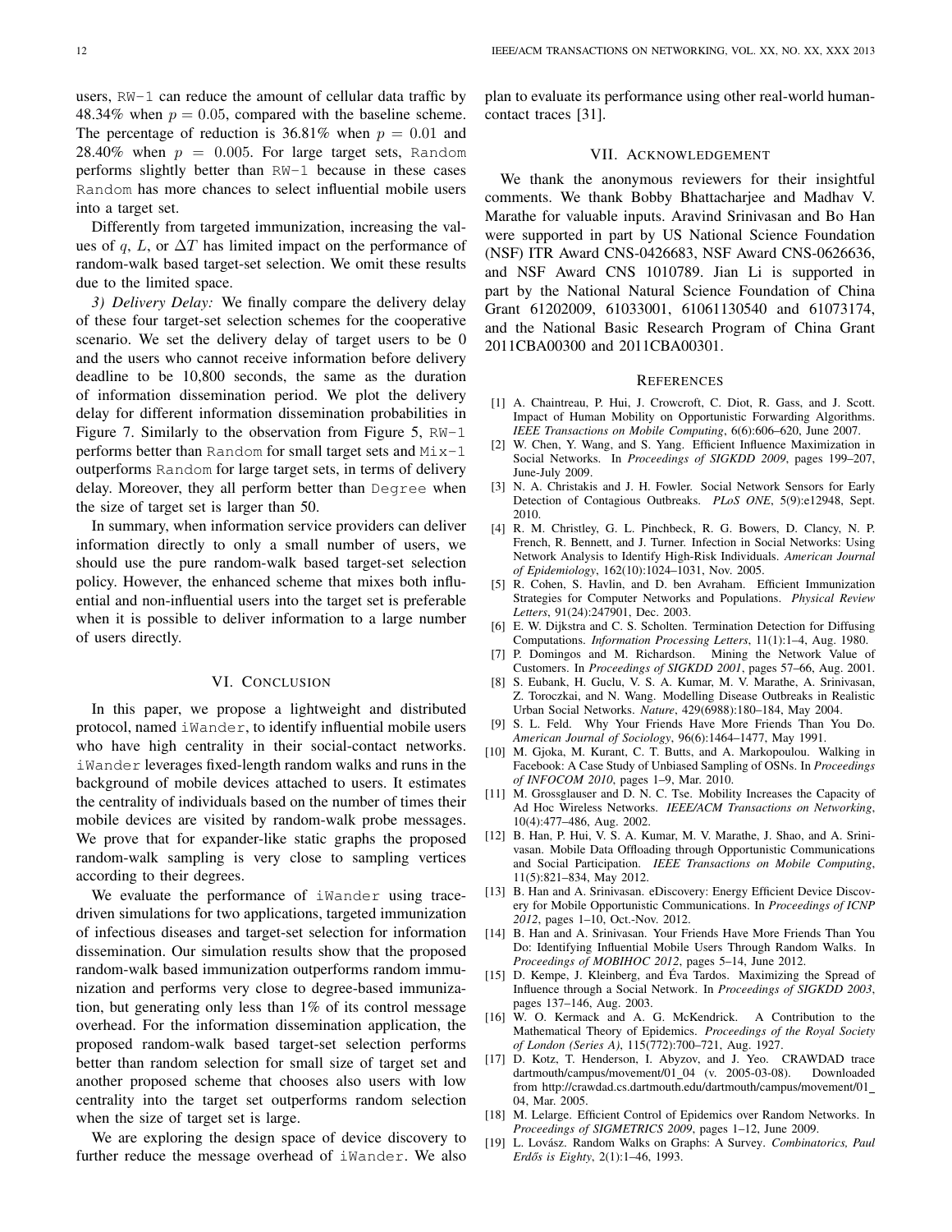users, `RW-1` can reduce the amount of cellular data traffic by 48.34% when $p = 0.05$, compared with the baseline scheme. The percentage of reduction is 36.81% when $p = 0.01$ and 28.40% when $p = 0.005$. For large target sets, `Random` performs slightly better than `RW-1` because in these cases `Random` has more chances to select influential mobile users into a target set.

Differently from targeted immunization, increasing the values of $q$, $L$, or $\Delta T$ has limited impact on the performance of random-walk based target-set selection. We omit these results due to the limited space.

*3) Delivery Delay:* We finally compare the delivery delay of these four target-set selection schemes for the cooperative scenario. We set the delivery delay of target users to be 0 and the users who cannot receive information before delivery deadline to be 10,800 seconds, the same as the duration of information dissemination period. We plot the delivery delay for different information dissemination probabilities in Figure 7. Similarly to the observation from Figure 5, `RW-1` performs better than `Random` for small target sets and `Mix-1` outperforms `Random` for large target sets, in terms of delivery delay. Moreover, they all perform better than `Degree` when the size of target set is larger than 50.

In summary, when information service providers can deliver information directly to only a small number of users, we should use the pure random-walk based target-set selection policy. However, the enhanced scheme that mixes both influential and non-influential users into the target set is preferable when it is possible to deliver information to a large number of users directly.

## VI. Conclusion

In this paper, we propose a lightweight and distributed protocol, named `iWander`, to identify influential mobile users who have high centrality in their social-contact networks. `iWander` leverages fixed-length random walks and runs in the background of mobile devices attached to users. It estimates the centrality of individuals based on the number of times their mobile devices are visited by random-walk probe messages. We prove that for expander-like static graphs the proposed random-walk sampling is very close to sampling vertices according to their degrees.

We evaluate the performance of `iWander` using trace-driven simulations for two applications, targeted immunization of infectious diseases and target-set selection for information dissemination. Our simulation results show that the proposed random-walk based immunization outperforms random immunization and performs very close to degree-based immunization, but generating only less than 1% of its control message overhead. For the information dissemination application, the proposed random-walk based target-set selection performs better than random selection for small size of target set and another proposed scheme that chooses also users with low centrality into the target set outperforms random selection when the size of target set is large.

We are exploring the design space of device discovery to further reduce the message overhead of `iWander`. We also plan to evaluate its performance using other real-world human-contact traces [31].

## VII. Acknowledgement

We thank the anonymous reviewers for their insightful comments. We thank Bobby Bhattacharjee and Madhav V. Marathe for valuable inputs. Aravind Srinivasan and Bo Han were supported in part by US National Science Foundation (NSF) ITR Award CNS-0426683, NSF Award CNS-0626636, and NSF Award CNS 1010789. Jian Li is supported in part by the National Natural Science Foundation of China Grant 61202009, 61033001, 61061130540 and 61073174, and the National Basic Research Program of China Grant 2011CBA00300 and 2011CBA00301.

## References

[1] A. Chaintreau, P. Hui, J. Crowcroft, C. Diot, R. Gass, and J. Scott. Impact of Human Mobility on Opportunistic Forwarding Algorithms. *IEEE Transactions on Mobile Computing*, 6(6):606–620, June 2007.

[2] W. Chen, Y. Wang, and S. Yang. Efficient Influence Maximization in Social Networks. In *Proceedings of SIGKDD 2009*, pages 199–207, June-July 2009.

[3] N. A. Christakis and J. H. Fowler. Social Network Sensors for Early Detection of Contagious Outbreaks. *PLoS ONE*, 5(9):e12948, Sept. 2010.

[4] R. M. Christley, G. L. Pinchbeck, R. G. Bowers, D. Clancy, N. P. French, R. Bennett, and J. Turner. Infection in Social Networks: Using Network Analysis to Identify High-Risk Individuals. *American Journal of Epidemiology*, 162(10):1024–1031, Nov. 2005.

[5] R. Cohen, S. Havlin, and D. ben Avraham. Efficient Immunization Strategies for Computer Networks and Populations. *Physical Review Letters*, 91(24):247901, Dec. 2003.

[6] E. W. Dijkstra and C. S. Scholten. Termination Detection for Diffusing Computations. *Information Processing Letters*, 11(1):1–4, Aug. 1980.

[7] P. Domingos and M. Richardson. Mining the Network Value of Customers. In *Proceedings of SIGKDD 2001*, pages 57–66, Aug. 2001.

[8] S. Eubank, H. Guclu, V. S. A. Kumar, M. V. Marathe, A. Srinivasan, Z. Toroczkai, and N. Wang. Modelling Disease Outbreaks in Realistic Urban Social Networks. *Nature*, 429(6988):180–184, May 2004.

[9] S. L. Feld. Why Your Friends Have More Friends Than You Do. *American Journal of Sociology*, 96(6):1464–1477, May 1991.

[10] M. Gjoka, M. Kurant, C. T. Butts, and A. Markopoulou. Walking in Facebook: A Case Study of Unbiased Sampling of OSNs. In *Proceedings of INFOCOM 2010*, pages 1–9, Mar. 2010.

[11] M. Grossglauser and D. N. C. Tse. Mobility Increases the Capacity of Ad Hoc Wireless Networks. *IEEE/ACM Transactions on Networking*, 10(4):477–486, Aug. 2002.

[12] B. Han, P. Hui, V. S. A. Kumar, M. V. Marathe, J. Shao, and A. Srinivasan. Mobile Data Offloading through Opportunistic Communications and Social Participation. *IEEE Transactions on Mobile Computing*, 11(5):821–834, May 2012.

[13] B. Han and A. Srinivasan. eDiscovery: Energy Efficient Device Discovery for Mobile Opportunistic Communications. In *Proceedings of ICNP 2012*, pages 1–10, Oct.-Nov. 2012.

[14] B. Han and A. Srinivasan. Your Friends Have More Friends Than You Do: Identifying Influential Mobile Users Through Random Walks. In *Proceedings of MOBIHOC 2012*, pages 5–14, June 2012.

[15] D. Kempe, J. Kleinberg, and Éva Tardos. Maximizing the Spread of Influence through a Social Network. In *Proceedings of SIGKDD 2003*, pages 137–146, Aug. 2003.

[16] W. O. Kermack and A. G. McKendrick. A Contribution to the Mathematical Theory of Epidemics. *Proceedings of the Royal Society of London (Series A)*, 115(772):700–721, Aug. 1927.

[17] D. Kotz, T. Henderson, I. Abyzov, and J. Yeo. CRAWDAD trace dartmouth/campus/movement/01_04 (v. 2005-03-08). Downloaded from http://crawdad.cs.dartmouth.edu/dartmouth/campus/movement/01_04, Mar. 2005.

[18] M. Lelarge. Efficient Control of Epidemics over Random Networks. In *Proceedings of SIGMETRICS 2009*, pages 1–12, June 2009.

[19] L. Lovász. Random Walks on Graphs: A Survey. *Combinatorics, Paul Erdős is Eighty*, 2(1):1–46, 1993.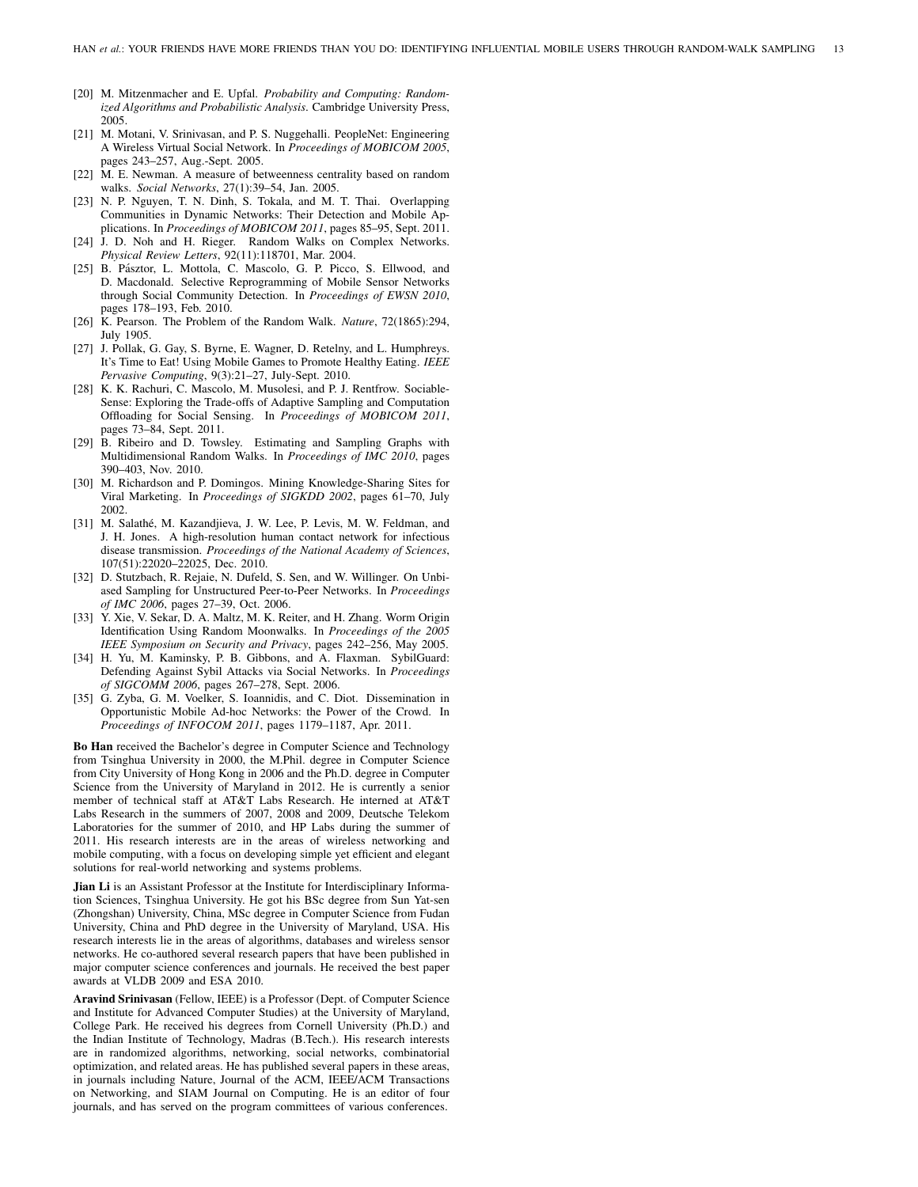[20] M. Mitzenmacher and E. Upfal. *Probability and Computing: Randomized Algorithms and Probabilistic Analysis*. Cambridge University Press, 2005.

[21] M. Motani, V. Srinivasan, and P. S. Nuggehalli. PeopleNet: Engineering A Wireless Virtual Social Network. In *Proceedings of MOBICOM 2005*, pages 243–257, Aug.-Sept. 2005.

[22] M. E. Newman. A measure of betweenness centrality based on random walks. *Social Networks*, 27(1):39–54, Jan. 2005.

[23] N. P. Nguyen, T. N. Dinh, S. Tokala, and M. T. Thai. Overlapping Communities in Dynamic Networks: Their Detection and Mobile Applications. In *Proceedings of MOBICOM 2011*, pages 85–95, Sept. 2011.

[24] J. D. Noh and H. Rieger. Random Walks on Complex Networks. *Physical Review Letters*, 92(11):118701, Mar. 2004.

[25] B. Pásztor, L. Mottola, C. Mascolo, G. P. Picco, S. Ellwood, and D. Macdonald. Selective Reprogramming of Mobile Sensor Networks through Social Community Detection. In *Proceedings of EWSN 2010*, pages 178–193, Feb. 2010.

[26] K. Pearson. The Problem of the Random Walk. *Nature*, 72(1865):294, July 1905.

[27] J. Pollak, G. Gay, S. Byrne, E. Wagner, D. Retelny, and L. Humphreys. It's Time to Eat! Using Mobile Games to Promote Healthy Eating. *IEEE Pervasive Computing*, 9(3):21–27, July-Sept. 2010.

[28] K. K. Rachuri, C. Mascolo, M. Musolesi, and P. J. Rentfrow. SociableSense: Exploring the Trade-offs of Adaptive Sampling and Computation Offloading for Social Sensing. In *Proceedings of MOBICOM 2011*, pages 73–84, Sept. 2011.

[29] B. Ribeiro and D. Towsley. Estimating and Sampling Graphs with Multidimensional Random Walks. In *Proceedings of IMC 2010*, pages 390–403, Nov. 2010.

[30] M. Richardson and P. Domingos. Mining Knowledge-Sharing Sites for Viral Marketing. In *Proceedings of SIGKDD 2002*, pages 61–70, July 2002.

[31] M. Salathé, M. Kazandjieva, J. W. Lee, P. Levis, M. W. Feldman, and J. H. Jones. A high-resolution human contact network for infectious disease transmission. *Proceedings of the National Academy of Sciences*, 107(51):22020–22025, Dec. 2010.

[32] D. Stutzbach, R. Rejaie, N. Dufeld, S. Sen, and W. Willinger. On Unbiased Sampling for Unstructured Peer-to-Peer Networks. In *Proceedings of IMC 2006*, pages 27–39, Oct. 2006.

[33] Y. Xie, V. Sekar, D. A. Maltz, M. K. Reiter, and H. Zhang. Worm Origin Identification Using Random Moonwalks. In *Proceedings of the 2005 IEEE Symposium on Security and Privacy*, pages 242–256, May 2005.

[34] H. Yu, M. Kaminsky, P. B. Gibbons, and A. Flaxman. SybilGuard: Defending Against Sybil Attacks via Social Networks. In *Proceedings of SIGCOMM 2006*, pages 267–278, Sept. 2006.

[35] G. Zyba, G. M. Voelker, S. Ioannidis, and C. Diot. Dissemination in Opportunistic Mobile Ad-hoc Networks: the Power of the Crowd. In *Proceedings of INFOCOM 2011*, pages 1179–1187, Apr. 2011.

**Bo Han** received the Bachelor's degree in Computer Science and Technology from Tsinghua University in 2000, the M.Phil. degree in Computer Science from City University of Hong Kong in 2006 and the Ph.D. degree in Computer Science from the University of Maryland in 2012. He is currently a senior member of technical staff at AT&T Labs Research. He interned at AT&T Labs Research in the summers of 2007, 2008 and 2009, Deutsche Telekom Laboratories for the summer of 2010, and HP Labs during the summer of 2011. His research interests are in the areas of wireless networking and mobile computing, with a focus on developing simple yet efficient and elegant solutions for real-world networking and systems problems.

**Jian Li** is an Assistant Professor at the Institute for Interdisciplinary Information Sciences, Tsinghua University. He got his BSc degree from Sun Yat-sen (Zhongshan) University, China, MSc degree in Computer Science from Fudan University, China and PhD degree in the University of Maryland, USA. His research interests lie in the areas of algorithms, databases and wireless sensor networks. He co-authored several research papers that have been published in major computer science conferences and journals. He received the best paper awards at VLDB 2009 and ESA 2010.

**Aravind Srinivasan** (Fellow, IEEE) is a Professor (Dept. of Computer Science and Institute for Advanced Computer Studies) at the University of Maryland, College Park. He received his degrees from Cornell University (Ph.D.) and the Indian Institute of Technology, Madras (B.Tech.). His research interests are in randomized algorithms, networking, social networks, combinatorial optimization, and related areas. He has published several papers in these areas, in journals including Nature, Journal of the ACM, IEEE/ACM Transactions on Networking, and SIAM Journal on Computing. He is an editor of four journals, and has served on the program committees of various conferences.